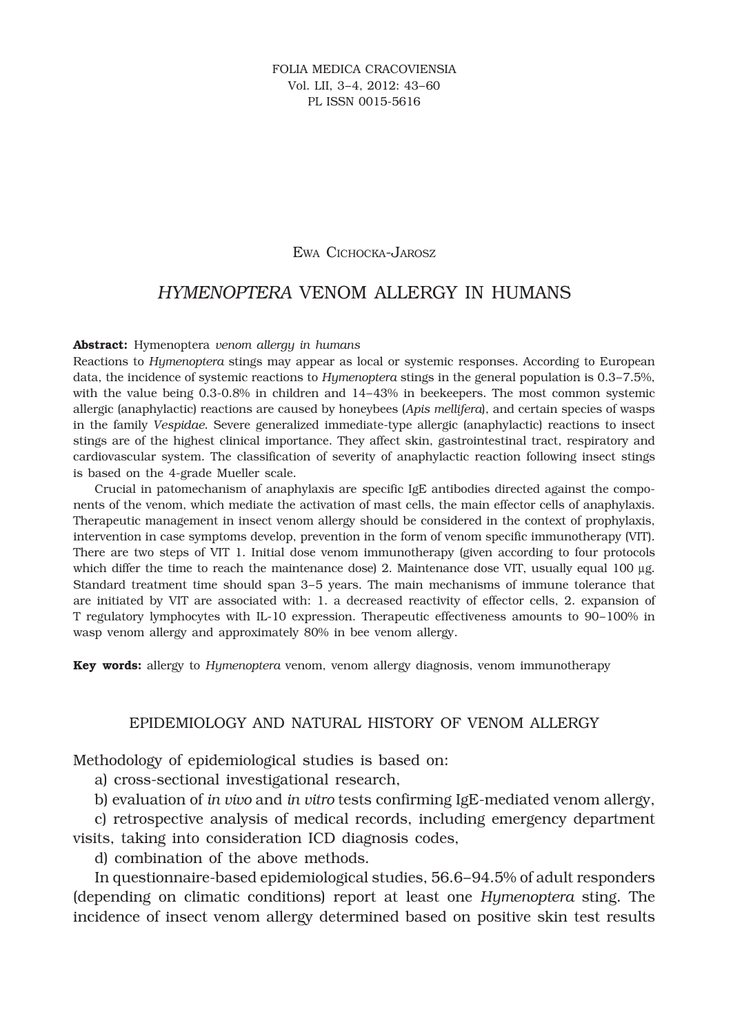Ewa Cichocka-Jarosz

# *HYMENOPTERA* VENOM ALLERGY IN HUMANS

**Abstract:** Hymenoptera *venom allergy in humans*

Reactions to *Hymenoptera* stings may appear as local or systemic responses. According to European data, the incidence of systemic reactions to *Hymenoptera* stings in the general population is 0.3–7.5%, with the value being 0.3-0.8% in children and 14–43% in beekeepers. The most common systemic allergic (anaphylactic) reactions are caused by honeybees (*Apis mellifera*), and certain species of wasps in the family *Vespidae.* Severe generalized immediate-type allergic (anaphylactic) reactions to insect stings are of the highest clinical importance. They affect skin, gastrointestinal tract, respiratory and cardiovascular system. The classification of severity of anaphylactic reaction following insect stings is based on the 4-grade Mueller scale.

Crucial in patomechanism of anaphylaxis are specific IgE antibodies directed against the components of the venom, which mediate the activation of mast cells, the main effector cells of anaphylaxis. Therapeutic management in insect venom allergy should be considered in the context of prophylaxis, intervention in case symptoms develop, prevention in the form of venom specific immunotherapy (VIT). There are two steps of VIT 1. Initial dose venom immunotherapy (given according to four protocols which differ the time to reach the maintenance dose) 2. Maintenance dose VIT, usually equal 100 µg. Standard treatment time should span 3–5 years. The main mechanisms of immune tolerance that are initiated by VIT are associated with: 1. a decreased reactivity of effector cells, 2. expansion of T regulatory lymphocytes with IL-10 expression. Therapeutic effectiveness amounts to 90–100% in wasp venom allergy and approximately 80% in bee venom allergy.

**Key words:** allergy to *Hymenoptera* venom, venom allergy diagnosis, venom immunotherapy

## EPIDEMIOLOGY AND NATURAL HISTORY OF VENOM ALLERGY

Methodology of epidemiological studies is based on:

a) cross-sectional investigational research,

b) evaluation of *in vivo* and *in vitro* tests confirming IgE-mediated venom allergy,

c) retrospective analysis of medical records, including emergency department visits, taking into consideration ICD diagnosis codes,

d) combination of the above methods.

In questionnaire-based epidemiological studies, 56.6–94.5% of adult responders (depending on climatic conditions) report at least one *Hymenoptera* sting. The incidence of insect venom allergy determined based on positive skin test results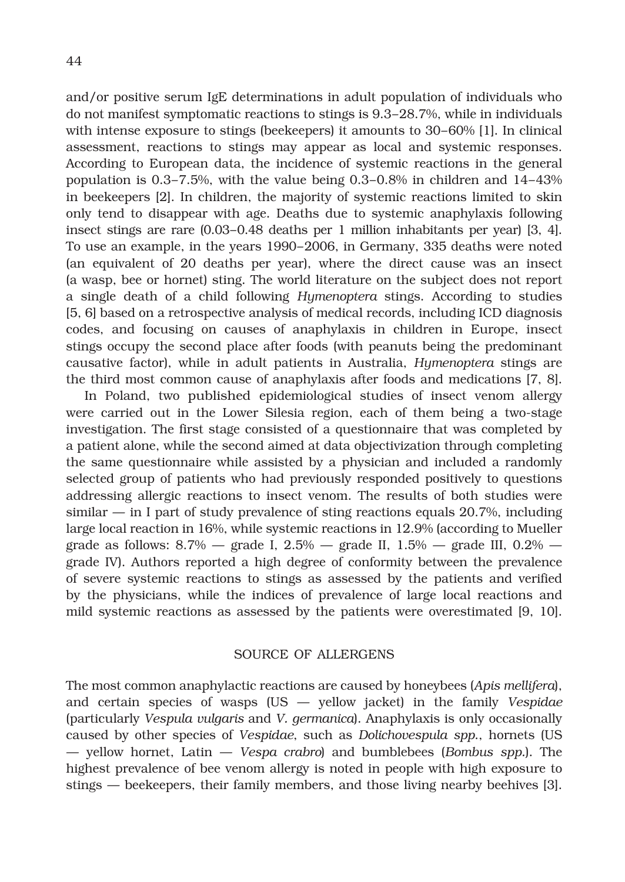and/or positive serum IgE determinations in adult population of individuals who do not manifest symptomatic reactions to stings is 9.3–28.7%, while in individuals with intense exposure to stings (beekeepers) it amounts to 30–60% [1]. In clinical assessment, reactions to stings may appear as local and systemic responses. According to European data, the incidence of systemic reactions in the general population is 0.3–7.5%, with the value being 0.3–0.8% in children and 14–43% in beekeepers [2]. In children, the majority of systemic reactions limited to skin only tend to disappear with age. Deaths due to systemic anaphylaxis following insect stings are rare (0.03–0.48 deaths per 1 million inhabitants per year) [3, 4]. To use an example, in the years 1990–2006, in Germany, 335 deaths were noted (an equivalent of 20 deaths per year), where the direct cause was an insect (a wasp, bee or hornet) sting. The world literature on the subject does not report a single death of a child following *Hymenoptera* stings. According to studies [5, 6] based on a retrospective analysis of medical records, including ICD diagnosis codes, and focusing on causes of anaphylaxis in children in Europe, insect stings occupy the second place after foods (with peanuts being the predominant causative factor), while in adult patients in Australia, *Hymenoptera* stings are the third most common cause of anaphylaxis after foods and medications [7, 8].

In Poland, two published epidemiological studies of insect venom allergy were carried out in the Lower Silesia region, each of them being a two-stage investigation. The first stage consisted of a questionnaire that was completed by a patient alone, while the second aimed at data objectivization through completing the same questionnaire while assisted by a physician and included a randomly selected group of patients who had previously responded positively to questions addressing allergic reactions to insect venom. The results of both studies were similar — in I part of study prevalence of sting reactions equals 20.7%, including large local reaction in 16%, while systemic reactions in 12.9% (according to Mueller grade as follows: 8.7% — grade I, 2.5% — grade II, 1.5% — grade III, 0.2% — grade IV). Authors reported a high degree of conformity between the prevalence of severe systemic reactions to stings as assessed by the patients and verified by the physicians, while the indices of prevalence of large local reactions and mild systemic reactions as assessed by the patients were overestimated [9, 10].

## SOURCE OF ALLERGENS

The most common anaphylactic reactions are caused by honeybees (*Apis mellifera*), and certain species of wasps (US — yellow jacket) in the family *Vespidae* (particularly *Vespula vulgaris* and *V. germanica*). Anaphylaxis is only occasionally caused by other species of *Vespidae*, such as *Dolichovespula spp.*, hornets (US — yellow hornet, Latin — *Vespa crabro*) and bumblebees (*Bombus spp.*). The highest prevalence of bee venom allergy is noted in people with high exposure to stings — beekeepers, their family members, and those living nearby beehives [3].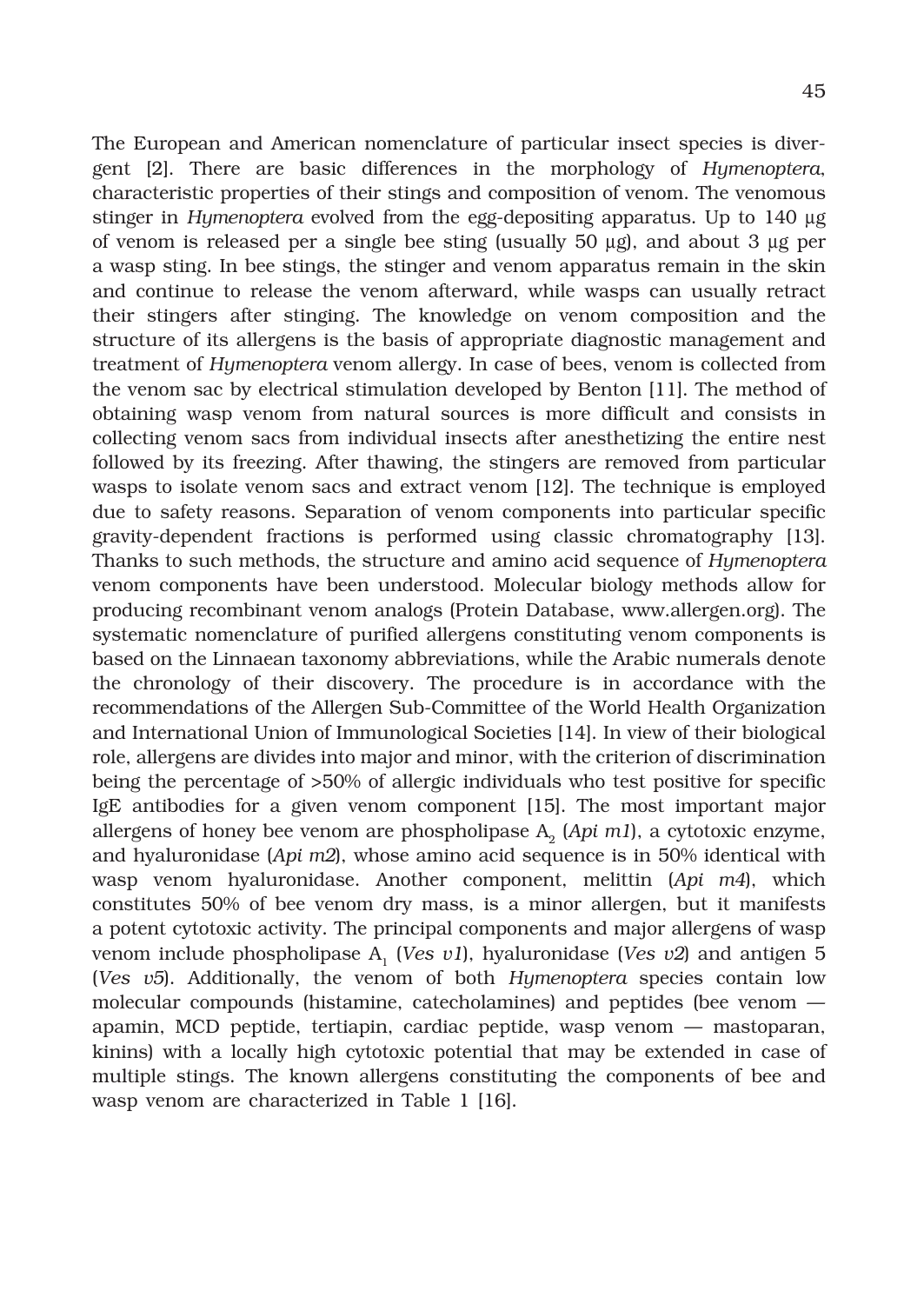The European and American nomenclature of particular insect species is divergent [2]. There are basic differences in the morphology of *Hymenoptera*, characteristic properties of their stings and composition of venom. The venomous stinger in *Hymenoptera* evolved from the egg-depositing apparatus. Up to 140 µg of venom is released per a single bee sting (usually 50 µg), and about 3 µg per a wasp sting. In bee stings, the stinger and venom apparatus remain in the skin and continue to release the venom afterward, while wasps can usually retract their stingers after stinging. The knowledge on venom composition and the structure of its allergens is the basis of appropriate diagnostic management and treatment of *Hymenoptera* venom allergy. In case of bees, venom is collected from the venom sac by electrical stimulation developed by Benton [11]. The method of obtaining wasp venom from natural sources is more difficult and consists in collecting venom sacs from individual insects after anesthetizing the entire nest followed by its freezing. After thawing, the stingers are removed from particular wasps to isolate venom sacs and extract venom [12]. The technique is employed due to safety reasons. Separation of venom components into particular specific gravity-dependent fractions is performed using classic chromatography [13]. Thanks to such methods, the structure and amino acid sequence of *Hymenoptera* venom components have been understood. Molecular biology methods allow for producing recombinant venom analogs (Protein Database, www.allergen.org). The systematic nomenclature of purified allergens constituting venom components is based on the Linnaean taxonomy abbreviations, while the Arabic numerals denote the chronology of their discovery. The procedure is in accordance with the recommendations of the Allergen Sub-Committee of the World Health Organization and International Union of Immunological Societies [14]. In view of their biological role, allergens are divides into major and minor, with the criterion of discrimination being the percentage of >50% of allergic individuals who test positive for specific IgE antibodies for a given venom component [15]. The most important major allergens of honey bee venom are phospholipase $A_2$ (*Api m1*), a cytotoxic enzyme, and hyaluronidase (*Api m2*), whose amino acid sequence is in 50% identical with wasp venom hyaluronidase. Another component, melittin (*Api m4*), which constitutes 50% of bee venom dry mass, is a minor allergen, but it manifests a potent cytotoxic activity. The principal components and major allergens of wasp venom include phospholipase $A_1$ (*Ves v1*), hyaluronidase (*Ves v2*) and antigen 5 (*Ves v5*). Additionally, the venom of both *Hymenoptera* species contain low molecular compounds (histamine, catecholamines) and peptides (bee venom — apamin, MCD peptide, tertiapin, cardiac peptide, wasp venom — mastoparan, kinins) with a locally high cytotoxic potential that may be extended in case of multiple stings. The known allergens constituting the components of bee and wasp venom are characterized in Table 1 [16].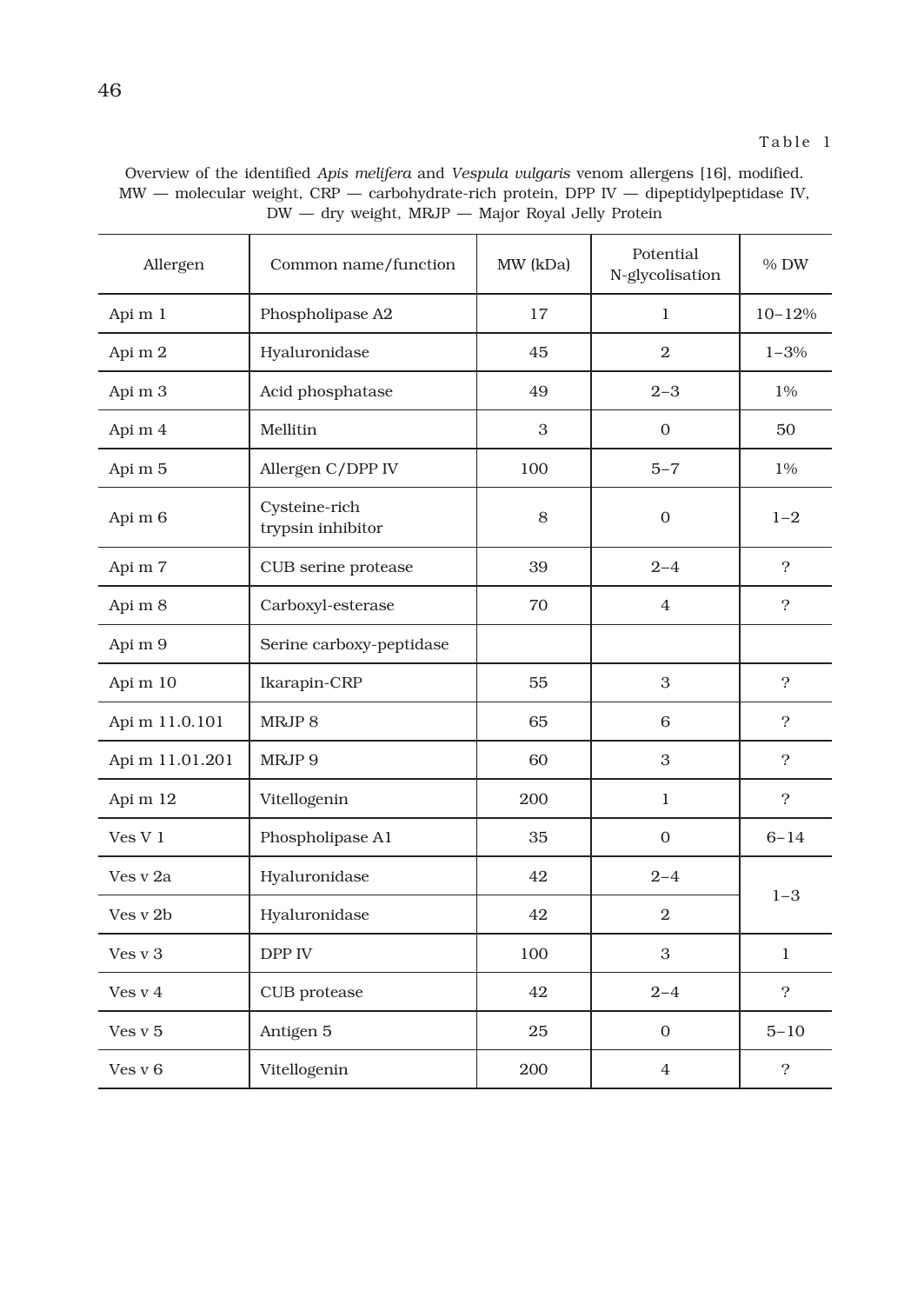Table 1

Overview of the identified *Apis melifera* and *Vespula vulgaris* venom allergens [16], modified. MW — molecular weight, CRP — carbohydrate-rich protein, DPP IV — dipeptidylpeptidase IV, DW — dry weight, MRJP — Major Royal Jelly Protein

| Allergen | Common name/function | MW (kDa) | Potential N-glycolisation | % DW |
|---|---|---|---|---|
| Api m 1 | Phospholipase A2 | 17 | 1 | 10–12% |
| Api m 2 | Hyaluronidase | 45 | 2 | 1–3% |
| Api m 3 | Acid phosphatase | 49 | 2–3 | 1% |
| Api m 4 | Mellitin | 3 | 0 | 50 |
| Api m 5 | Allergen C/DPP IV | 100 | 5–7 | 1% |
| Api m 6 | Cysteine-rich trypsin inhibitor | 8 | 0 | 1–2 |
| Api m 7 | CUB serine protease | 39 | 2–4 | ? |
| Api m 8 | Carboxyl-esterase | 70 | 4 | ? |
| Api m 9 | Serine carboxy-peptidase | | | |
| Api m 10 | Ikarapin-CRP | 55 | 3 | ? |
| Api m 11.0.101 | MRJP 8 | 65 | 6 | ? |
| Api m 11.01.201 | MRJP 9 | 60 | 3 | ? |
| Api m 12 | Vitellogenin | 200 | 1 | ? |
| Ves V 1 | Phospholipase A1 | 35 | 0 | 6–14 |
| Ves v 2a | Hyaluronidase | 42 | 2–4 | 1–3 |
| Ves v 2b | Hyaluronidase | 42 | 2 | |
| Ves v 3 | DPP IV | 100 | 3 | 1 |
| Ves v 4 | CUB protease | 42 | 2–4 | ? |
| Ves v 5 | Antigen 5 | 25 | 0 | 5–10 |
| Ves v 6 | Vitellogenin | 200 | 4 | ? |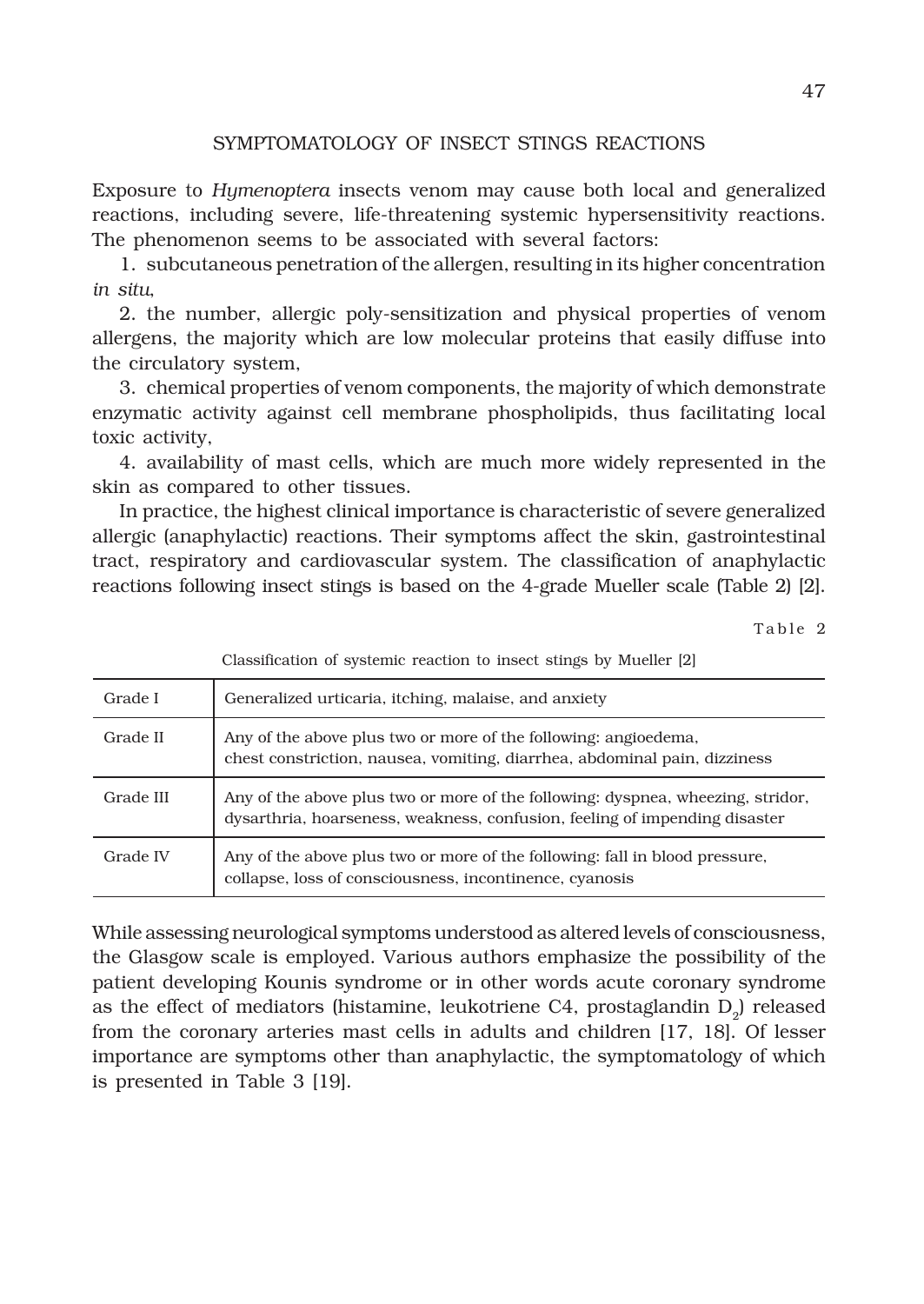## SYMPTOMATOLOGY OF INSECT STINGS REACTIONS

Exposure to *Hymenoptera* insects venom may cause both local and generalized reactions, including severe, life-threatening systemic hypersensitivity reactions. The phenomenon seems to be associated with several factors:

1. subcutaneous penetration of the allergen, resulting in its higher concentration *in situ*,
2. the number, allergic poly-sensitization and physical properties of venom allergens, the majority which are low molecular proteins that easily diffuse into the circulatory system,
3. chemical properties of venom components, the majority of which demonstrate enzymatic activity against cell membrane phospholipids, thus facilitating local toxic activity,
4. availability of mast cells, which are much more widely represented in the skin as compared to other tissues.

In practice, the highest clinical importance is characteristic of severe generalized allergic (anaphylactic) reactions. Their symptoms affect the skin, gastrointestinal tract, respiratory and cardiovascular system. The classification of anaphylactic reactions following insect stings is based on the 4-grade Mueller scale (Table 2) [2].

Table 2

Classification of systemic reaction to insect stings by Mueller [2]

| Grade | Symptoms |
|---|---|
| Grade I | Generalized urticaria, itching, malaise, and anxiety |
| Grade II | Any of the above plus two or more of the following: angioedema, chest constriction, nausea, vomiting, diarrhea, abdominal pain, dizziness |
| Grade III | Any of the above plus two or more of the following: dyspnea, wheezing, stridor, dysarthria, hoarseness, weakness, confusion, feeling of impending disaster |
| Grade IV | Any of the above plus two or more of the following: fall in blood pressure, collapse, loss of consciousness, incontinence, cyanosis |

While assessing neurological symptoms understood as altered levels of consciousness, the Glasgow scale is employed. Various authors emphasize the possibility of the patient developing Kounis syndrome or in other words acute coronary syndrome as the effect of mediators (histamine, leukotriene C4, prostaglandin $D_2$) released from the coronary arteries mast cells in adults and children [17, 18]. Of lesser importance are symptoms other than anaphylactic, the symptomatology of which is presented in Table 3 [19].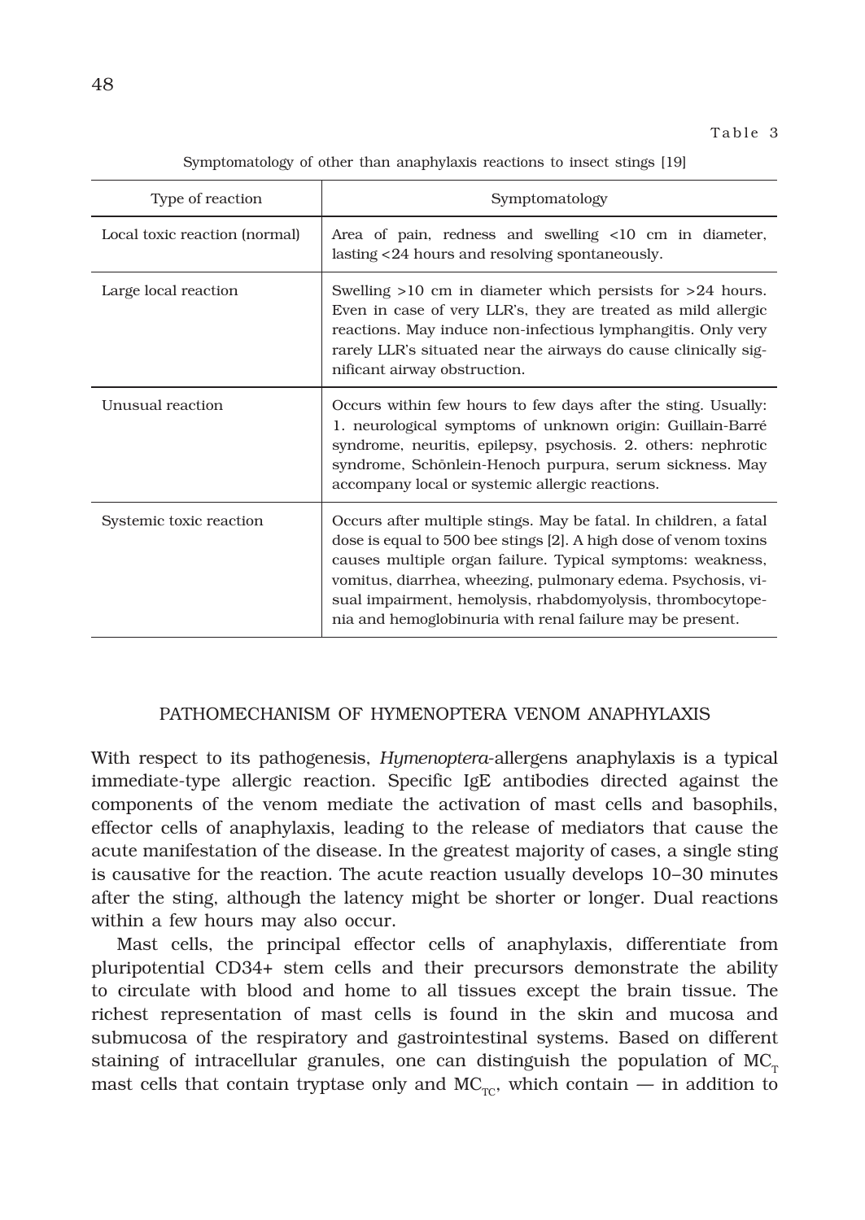Table 3

Symptomatology of other than anaphylaxis reactions to insect stings [19]

| Type of reaction | Symptomatology |
|---|---|
| Local toxic reaction (normal) | Area of pain, redness and swelling <10 cm in diameter, lasting <24 hours and resolving spontaneously. |
| Large local reaction | Swelling >10 cm in diameter which persists for >24 hours. Even in case of very LLR's, they are treated as mild allergic reactions. May induce non-infectious lymphangitis. Only very rarely LLR's situated near the airways do cause clinically significant airway obstruction. |
| Unusual reaction | Occurs within few hours to few days after the sting. Usually: 1. neurological symptoms of unknown origin: Guillain-Barré syndrome, neuritis, epilepsy, psychosis. 2. others: nephrotic syndrome, Schönlein-Henoch purpura, serum sickness. May accompany local or systemic allergic reactions. |
| Systemic toxic reaction | Occurs after multiple stings. May be fatal. In children, a fatal dose is equal to 500 bee stings [2]. A high dose of venom toxins causes multiple organ failure. Typical symptoms: weakness, vomitus, diarrhea, wheezing, pulmonary edema. Psychosis, visual impairment, hemolysis, rhabdomyolysis, thrombocytopenia and hemoglobinuria with renal failure may be present. |

## PATHOMECHANISM OF HYMENOPTERA VENOM ANAPHYLAXIS

With respect to its pathogenesis, *Hymenoptera*-allergens anaphylaxis is a typical immediate-type allergic reaction. Specific IgE antibodies directed against the components of the venom mediate the activation of mast cells and basophils, effector cells of anaphylaxis, leading to the release of mediators that cause the acute manifestation of the disease. In the greatest majority of cases, a single sting is causative for the reaction. The acute reaction usually develops 10–30 minutes after the sting, although the latency might be shorter or longer. Dual reactions within a few hours may also occur.

Mast cells, the principal effector cells of anaphylaxis, differentiate from pluripotential CD34+ stem cells and their precursors demonstrate the ability to circulate with blood and home to all tissues except the brain tissue. The richest representation of mast cells is found in the skin and mucosa and submucosa of the respiratory and gastrointestinal systems. Based on different staining of intracellular granules, one can distinguish the population of $MC_T$ mast cells that contain tryptase only and $MC_{TC}$, which contain — in addition to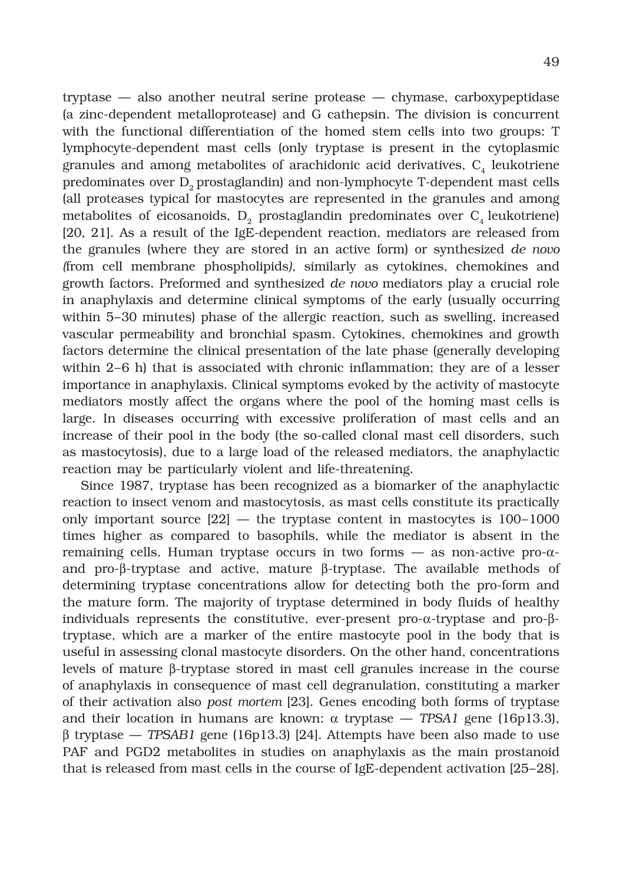tryptase — also another neutral serine protease — chymase, carboxypeptidase (a zinc-dependent metalloprotease) and G cathepsin. The division is concurrent with the functional differentiation of the homed stem cells into two groups: T lymphocyte-dependent mast cells (only tryptase is present in the cytoplasmic granules and among metabolites of arachidonic acid derivatives, $C_4$ leukotriene predominates over $D_2$ prostaglandin) and non-lymphocyte T-dependent mast cells (all proteases typical for mastocytes are represented in the granules and among metabolites of eicosanoids, $D_2$ prostaglandin predominates over $C_4$ leukotriene) [20, 21]. As a result of the IgE-dependent reaction, mediators are released from the granules (where they are stored in an active form) or synthesized *de novo (*from cell membrane phospholipids*)*, similarly as cytokines, chemokines and growth factors. Preformed and synthesized *de novo* mediators play a crucial role in anaphylaxis and determine clinical symptoms of the early (usually occurring within 5–30 minutes) phase of the allergic reaction, such as swelling, increased vascular permeability and bronchial spasm. Cytokines, chemokines and growth factors determine the clinical presentation of the late phase (generally developing within 2–6 h) that is associated with chronic inflammation; they are of a lesser importance in anaphylaxis. Clinical symptoms evoked by the activity of mastocyte mediators mostly affect the organs where the pool of the homing mast cells is large. In diseases occurring with excessive proliferation of mast cells and an increase of their pool in the body (the so-called clonal mast cell disorders, such as mastocytosis), due to a large load of the released mediators, the anaphylactic reaction may be particularly violent and life-threatening.

Since 1987, tryptase has been recognized as a biomarker of the anaphylactic reaction to insect venom and mastocytosis, as mast cells constitute its practically only important source [22] — the tryptase content in mastocytes is 100–1000 times higher as compared to basophils, while the mediator is absent in the remaining cells. Human tryptase occurs in two forms — as non-active pro-α- and pro-β-tryptase and active, mature β-tryptase. The available methods of determining tryptase concentrations allow for detecting both the pro-form and the mature form. The majority of tryptase determined in body fluids of healthy individuals represents the constitutive, ever-present pro-α-tryptase and pro-β-tryptase, which are a marker of the entire mastocyte pool in the body that is useful in assessing clonal mastocyte disorders. On the other hand, concentrations levels of mature β-tryptase stored in mast cell granules increase in the course of anaphylaxis in consequence of mast cell degranulation, constituting a marker of their activation also *post mortem* [23]. Genes encoding both forms of tryptase and their location in humans are known: α tryptase — *TPSA1* gene (16p13.3), β tryptase — *TPSAB1* gene (16p13.3) [24]. Attempts have been also made to use PAF and PGD2 metabolites in studies on anaphylaxis as the main prostanoid that is released from mast cells in the course of IgE-dependent activation [25–28].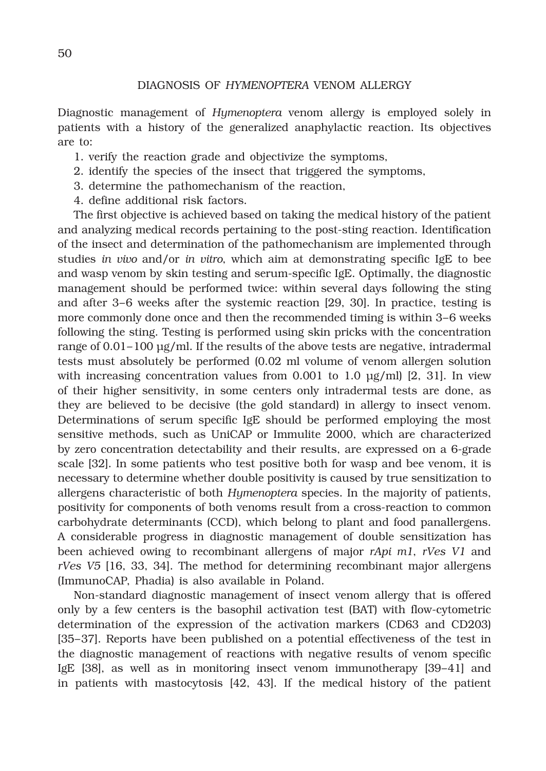## DIAGNOSIS OF *HYMENOPTERA* VENOM ALLERGY

Diagnostic management of *Hymenoptera* venom allergy is employed solely in patients with a history of the generalized anaphylactic reaction. Its objectives are to:

1. verify the reaction grade and objectivize the symptoms,
2. identify the species of the insect that triggered the symptoms,
3. determine the pathomechanism of the reaction,
4. define additional risk factors.

The first objective is achieved based on taking the medical history of the patient and analyzing medical records pertaining to the post-sting reaction. Identification of the insect and determination of the pathomechanism are implemented through studies *in vivo* and/or *in vitro*, which aim at demonstrating specific IgE to bee and wasp venom by skin testing and serum-specific IgE. Optimally, the diagnostic management should be performed twice: within several days following the sting and after 3–6 weeks after the systemic reaction [29, 30]. In practice, testing is more commonly done once and then the recommended timing is within 3–6 weeks following the sting. Testing is performed using skin pricks with the concentration range of 0.01–100 μg/ml. If the results of the above tests are negative, intradermal tests must absolutely be performed (0.02 ml volume of venom allergen solution with increasing concentration values from 0.001 to 1.0 μg/ml) [2, 31]. In view of their higher sensitivity, in some centers only intradermal tests are done, as they are believed to be decisive (the gold standard) in allergy to insect venom. Determinations of serum specific IgE should be performed employing the most sensitive methods, such as UniCAP or Immulite 2000, which are characterized by zero concentration detectability and their results, are expressed on a 6-grade scale [32]. In some patients who test positive both for wasp and bee venom, it is necessary to determine whether double positivity is caused by true sensitization to allergens characteristic of both *Hymenoptera* species. In the majority of patients, positivity for components of both venoms result from a cross-reaction to common carbohydrate determinants (CCD), which belong to plant and food panallergens. A considerable progress in diagnostic management of double sensitization has been achieved owing to recombinant allergens of major *rApi m1*, *rVes V1* and *rVes V5* [16, 33, 34]. The method for determining recombinant major allergens (ImmunoCAP, Phadia) is also available in Poland.

Non-standard diagnostic management of insect venom allergy that is offered only by a few centers is the basophil activation test (BAT) with flow-cytometric determination of the expression of the activation markers (CD63 and CD203) [35–37]. Reports have been published on a potential effectiveness of the test in the diagnostic management of reactions with negative results of venom specific IgE [38], as well as in monitoring insect venom immunotherapy [39–41] and in patients with mastocytosis [42, 43]. If the medical history of the patient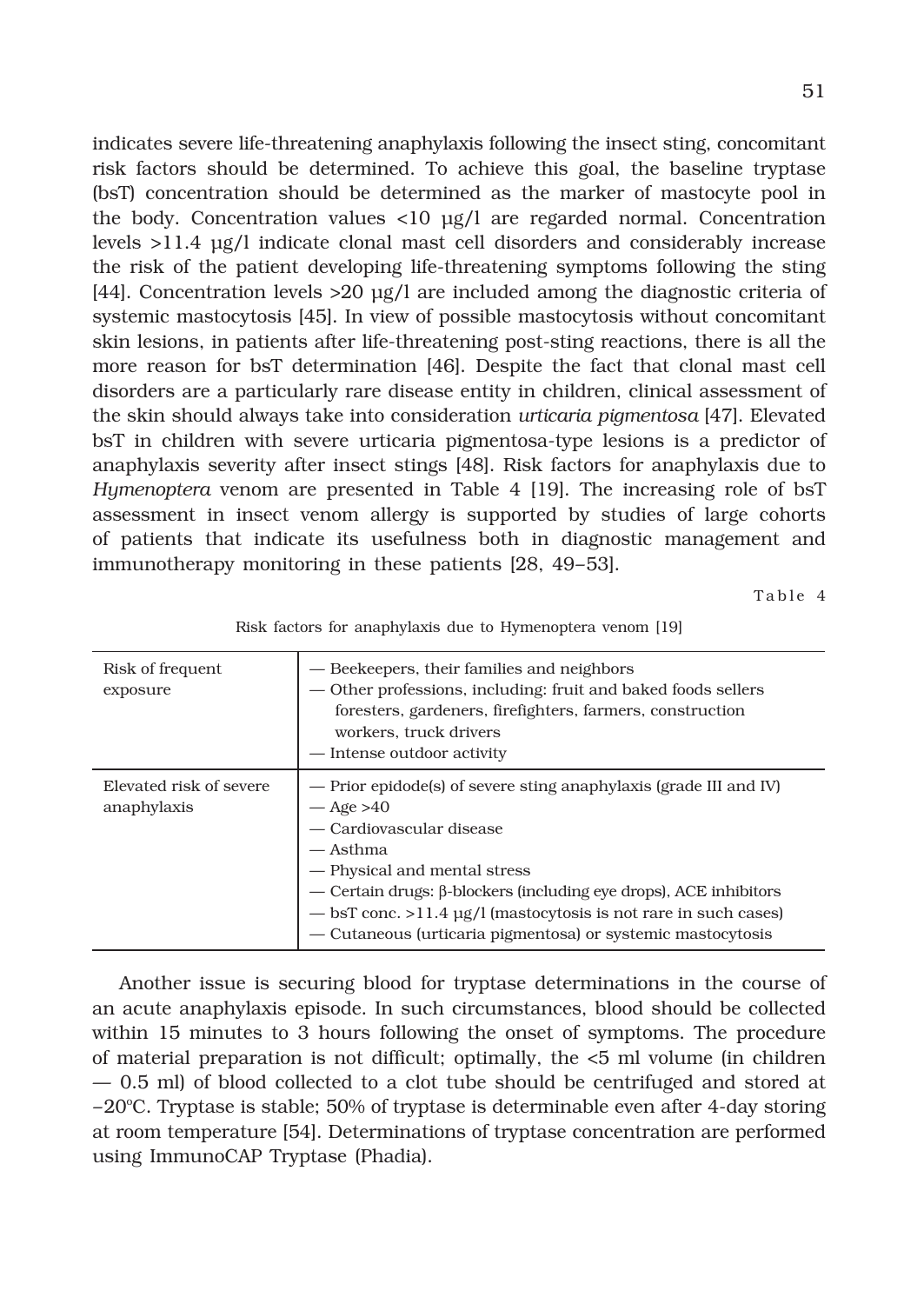indicates severe life-threatening anaphylaxis following the insect sting, concomitant risk factors should be determined. To achieve this goal, the baseline tryptase (bsT) concentration should be determined as the marker of mastocyte pool in the body. Concentration values <10 μg/l are regarded normal. Concentration levels >11.4 μg/l indicate clonal mast cell disorders and considerably increase the risk of the patient developing life-threatening symptoms following the sting [44]. Concentration levels >20 μg/l are included among the diagnostic criteria of systemic mastocytosis [45]. In view of possible mastocytosis without concomitant skin lesions, in patients after life-threatening post-sting reactions, there is all the more reason for bsT determination [46]. Despite the fact that clonal mast cell disorders are a particularly rare disease entity in children, clinical assessment of the skin should always take into consideration *urticaria pigmentosa* [47]. Elevated bsT in children with severe urticaria pigmentosa-type lesions is a predictor of anaphylaxis severity after insect stings [48]. Risk factors for anaphylaxis due to *Hymenoptera* venom are presented in Table 4 [19]. The increasing role of bsT assessment in insect venom allergy is supported by studies of large cohorts of patients that indicate its usefulness both in diagnostic management and immunotherapy monitoring in these patients [28, 49–53].

Table 4

Risk factors for anaphylaxis due to Hymenoptera venom [19]

| | |
|---|---|
| Risk of frequent exposure | — Beekeepers, their families and neighbors<br>— Other professions, including: fruit and baked foods sellers foresters, gardeners, firefighters, farmers, construction workers, truck drivers<br>— Intense outdoor activity |
| Elevated risk of severe anaphylaxis | — Prior epidode(s) of severe sting anaphylaxis (grade III and IV)<br>— Age >40<br>— Cardiovascular disease<br>— Asthma<br>— Physical and mental stress<br>— Certain drugs: β-blockers (including eye drops), ACE inhibitors<br>— bsT conc. >11.4 μg/l (mastocytosis is not rare in such cases)<br>— Cutaneous (urticaria pigmentosa) or systemic mastocytosis |

Another issue is securing blood for tryptase determinations in the course of an acute anaphylaxis episode. In such circumstances, blood should be collected within 15 minutes to 3 hours following the onset of symptoms. The procedure of material preparation is not difficult; optimally, the <5 ml volume (in children — 0.5 ml) of blood collected to a clot tube should be centrifuged and stored at –20°C. Tryptase is stable; 50% of tryptase is determinable even after 4-day storing at room temperature [54]. Determinations of tryptase concentration are performed using ImmunoCAP Tryptase (Phadia).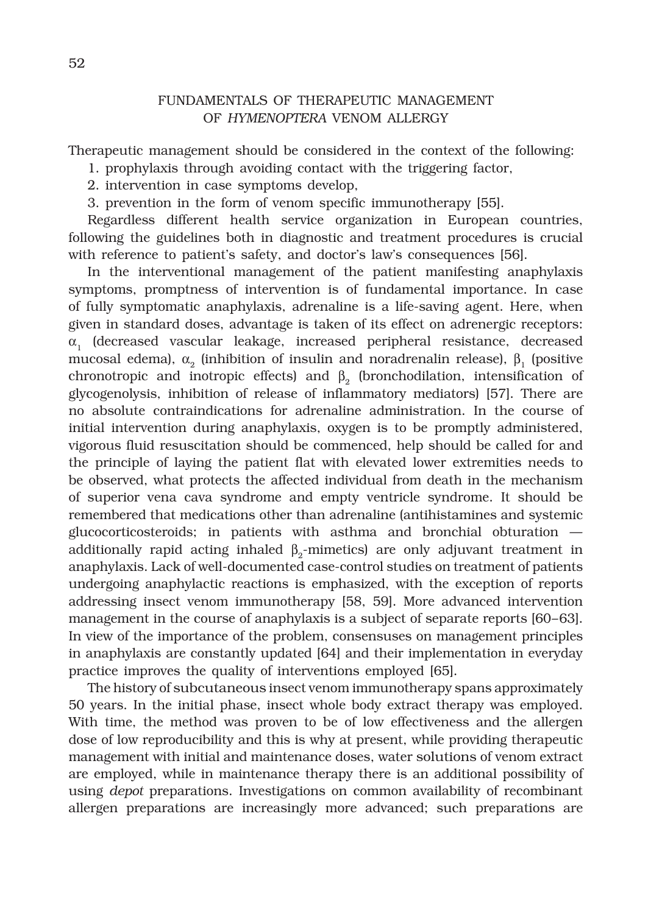## FUNDAMENTALS OF THERAPEUTIC MANAGEMENT OF *HYMENOPTERA* VENOM ALLERGY

Therapeutic management should be considered in the context of the following:

1. prophylaxis through avoiding contact with the triggering factor,
2. intervention in case symptoms develop,
3. prevention in the form of venom specific immunotherapy [55].

Regardless different health service organization in European countries, following the guidelines both in diagnostic and treatment procedures is crucial with reference to patient's safety, and doctor's law's consequences [56].

In the interventional management of the patient manifesting anaphylaxis symptoms, promptness of intervention is of fundamental importance. In case of fully symptomatic anaphylaxis, adrenaline is a life-saving agent. Here, when given in standard doses, advantage is taken of its effect on adrenergic receptors: $\alpha_1$ (decreased vascular leakage, increased peripheral resistance, decreased mucosal edema), $\alpha_2$ (inhibition of insulin and noradrenalin release), $\beta_1$ (positive chronotropic and inotropic effects) and $\beta_2$ (bronchodilation, intensification of glycogenolysis, inhibition of release of inflammatory mediators) [57]. There are no absolute contraindications for adrenaline administration. In the course of initial intervention during anaphylaxis, oxygen is to be promptly administered, vigorous fluid resuscitation should be commenced, help should be called for and the principle of laying the patient flat with elevated lower extremities needs to be observed, what protects the affected individual from death in the mechanism of superior vena cava syndrome and empty ventricle syndrome. It should be remembered that medications other than adrenaline (antihistamines and systemic glucocorticosteroids; in patients with asthma and bronchial obturation — additionally rapid acting inhaled $\beta_2$-mimetics) are only adjuvant treatment in anaphylaxis. Lack of well-documented case-control studies on treatment of patients undergoing anaphylactic reactions is emphasized, with the exception of reports addressing insect venom immunotherapy [58, 59]. More advanced intervention management in the course of anaphylaxis is a subject of separate reports [60–63]. In view of the importance of the problem, consensuses on management principles in anaphylaxis are constantly updated [64] and their implementation in everyday practice improves the quality of interventions employed [65].

The history of subcutaneous insect venom immunotherapy spans approximately 50 years. In the initial phase, insect whole body extract therapy was employed. With time, the method was proven to be of low effectiveness and the allergen dose of low reproducibility and this is why at present, while providing therapeutic management with initial and maintenance doses, water solutions of venom extract are employed, while in maintenance therapy there is an additional possibility of using *depot* preparations. Investigations on common availability of recombinant allergen preparations are increasingly more advanced; such preparations are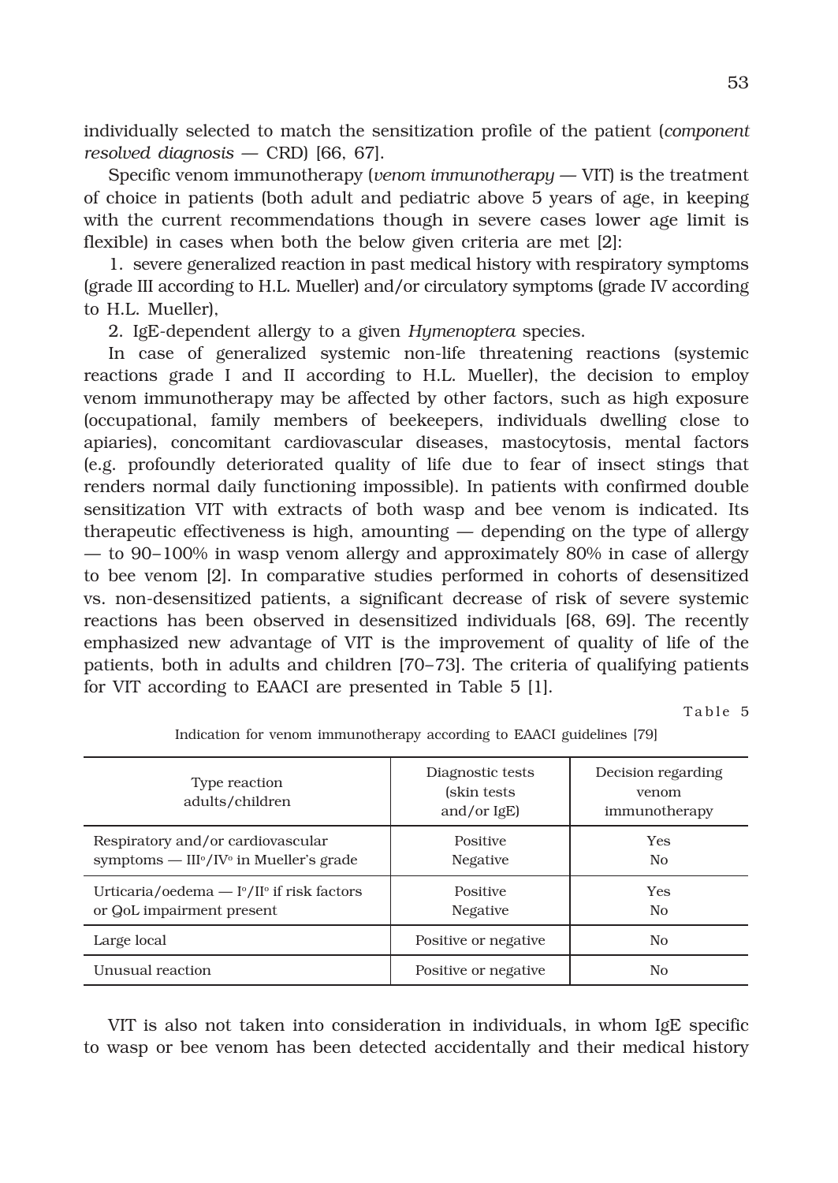individually selected to match the sensitization profile of the patient (*component resolved diagnosis* — CRD) [66, 67].

Specific venom immunotherapy (*venom immunotherapy* — VIT) is the treatment of choice in patients (both adult and pediatric above 5 years of age, in keeping with the current recommendations though in severe cases lower age limit is flexible) in cases when both the below given criteria are met [2]:

1. severe generalized reaction in past medical history with respiratory symptoms (grade III according to H.L. Mueller) and/or circulatory symptoms (grade IV according to H.L. Mueller),
2. IgE-dependent allergy to a given *Hymenoptera* species.

In case of generalized systemic non-life threatening reactions (systemic reactions grade I and II according to H.L. Mueller), the decision to employ venom immunotherapy may be affected by other factors, such as high exposure (occupational, family members of beekeepers, individuals dwelling close to apiaries), concomitant cardiovascular diseases, mastocytosis, mental factors (e.g. profoundly deteriorated quality of life due to fear of insect stings that renders normal daily functioning impossible). In patients with confirmed double sensitization VIT with extracts of both wasp and bee venom is indicated. Its therapeutic effectiveness is high, amounting — depending on the type of allergy — to 90–100% in wasp venom allergy and approximately 80% in case of allergy to bee venom [2]. In comparative studies performed in cohorts of desensitized vs. non-desensitized patients, a significant decrease of risk of severe systemic reactions has been observed in desensitized individuals [68, 69]. The recently emphasized new advantage of VIT is the improvement of quality of life of the patients, both in adults and children [70–73]. The criteria of qualifying patients for VIT according to EAACI are presented in Table 5 [1].

Table 5

Indication for venom immunotherapy according to EAACI guidelines [79]

| Type reaction adults/children | Diagnostic tests (skin tests and/or IgE) | Decision regarding venom immunotherapy |
|---|---|---|
| Respiratory and/or cardiovascular symptoms — III°/IV° in Mueller's grade | Positive<br>Negative | Yes<br>No |
| Urticaria/oedema — I°/II° if risk factors or QoL impairment present | Positive<br>Negative | Yes<br>No |
| Large local | Positive or negative | No |
| Unusual reaction | Positive or negative | No |

VIT is also not taken into consideration in individuals, in whom IgE specific to wasp or bee venom has been detected accidentally and their medical history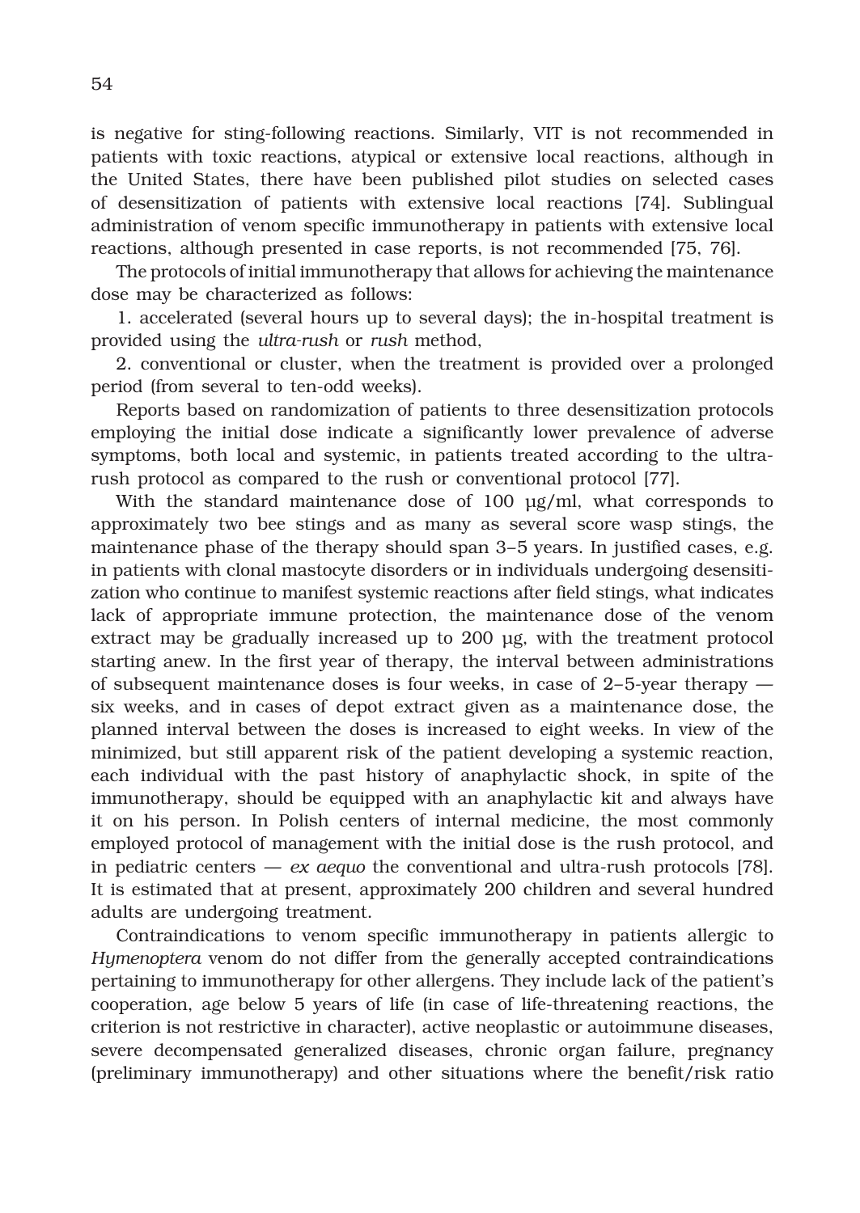is negative for sting-following reactions. Similarly, VIT is not recommended in patients with toxic reactions, atypical or extensive local reactions, although in the United States, there have been published pilot studies on selected cases of desensitization of patients with extensive local reactions [74]. Sublingual administration of venom specific immunotherapy in patients with extensive local reactions, although presented in case reports, is not recommended [75, 76].

The protocols of initial immunotherapy that allows for achieving the maintenance dose may be characterized as follows:

1. accelerated (several hours up to several days); the in-hospital treatment is provided using the *ultra-rush* or *rush* method,

2. conventional or cluster, when the treatment is provided over a prolonged period (from several to ten-odd weeks).

Reports based on randomization of patients to three desensitization protocols employing the initial dose indicate a significantly lower prevalence of adverse symptoms, both local and systemic, in patients treated according to the ultra-rush protocol as compared to the rush or conventional protocol [77].

With the standard maintenance dose of 100 μg/ml, what corresponds to approximately two bee stings and as many as several score wasp stings, the maintenance phase of the therapy should span 3–5 years. In justified cases, e.g. in patients with clonal mastocyte disorders or in individuals undergoing desensitization who continue to manifest systemic reactions after field stings, what indicates lack of appropriate immune protection, the maintenance dose of the venom extract may be gradually increased up to 200 μg, with the treatment protocol starting anew. In the first year of therapy, the interval between administrations of subsequent maintenance doses is four weeks, in case of 2–5-year therapy — six weeks, and in cases of depot extract given as a maintenance dose, the planned interval between the doses is increased to eight weeks. In view of the minimized, but still apparent risk of the patient developing a systemic reaction, each individual with the past history of anaphylactic shock, in spite of the immunotherapy, should be equipped with an anaphylactic kit and always have it on his person. In Polish centers of internal medicine, the most commonly employed protocol of management with the initial dose is the rush protocol, and in pediatric centers — *ex aequo* the conventional and ultra-rush protocols [78]. It is estimated that at present, approximately 200 children and several hundred adults are undergoing treatment.

Contraindications to venom specific immunotherapy in patients allergic to *Hymenoptera* venom do not differ from the generally accepted contraindications pertaining to immunotherapy for other allergens. They include lack of the patient's cooperation, age below 5 years of life (in case of life-threatening reactions, the criterion is not restrictive in character), active neoplastic or autoimmune diseases, severe decompensated generalized diseases, chronic organ failure, pregnancy (preliminary immunotherapy) and other situations where the benefit/risk ratio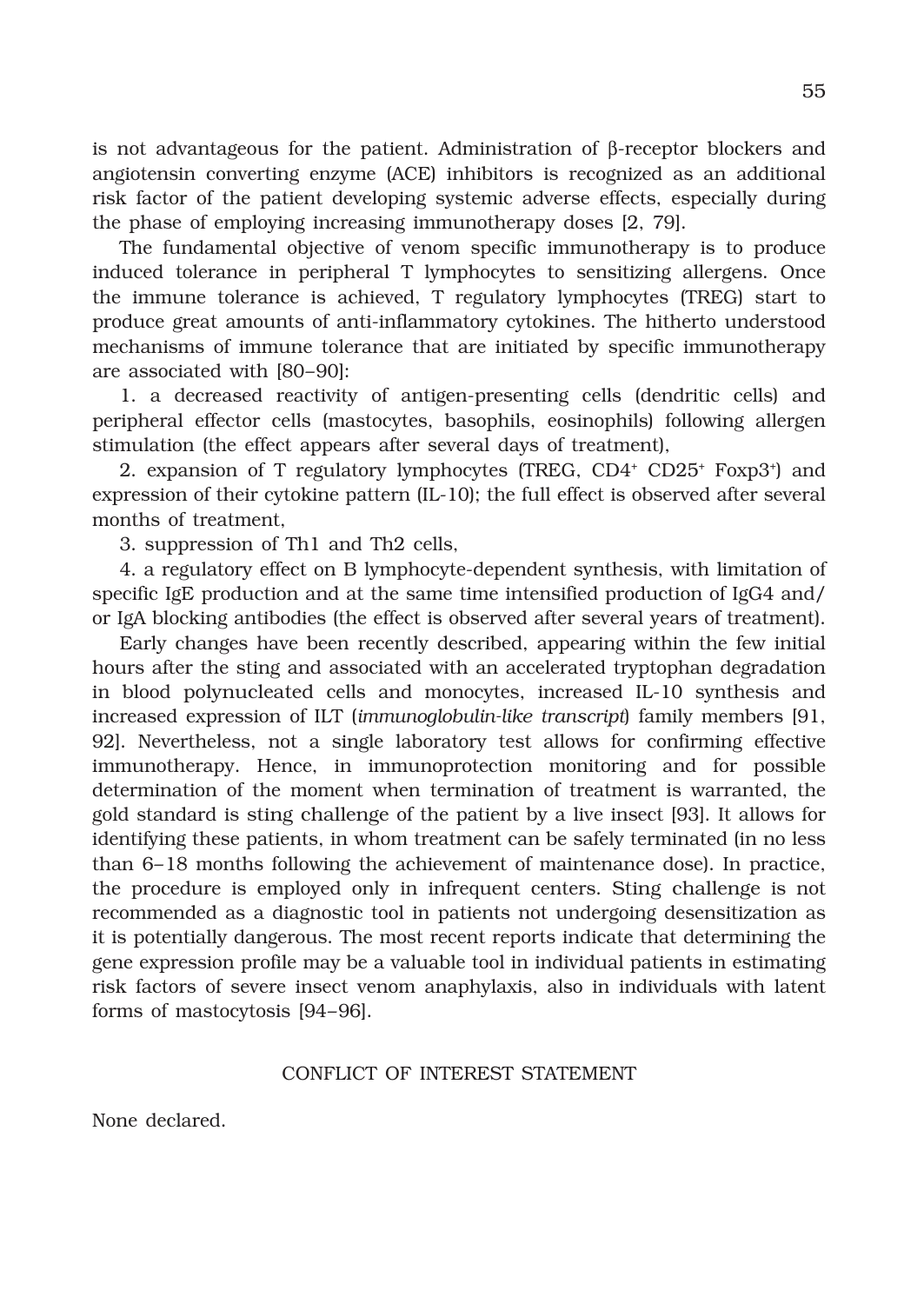is not advantageous for the patient. Administration of β-receptor blockers and angiotensin converting enzyme (ACE) inhibitors is recognized as an additional risk factor of the patient developing systemic adverse effects, especially during the phase of employing increasing immunotherapy doses [2, 79].

The fundamental objective of venom specific immunotherapy is to produce induced tolerance in peripheral T lymphocytes to sensitizing allergens. Once the immune tolerance is achieved, T regulatory lymphocytes (TREG) start to produce great amounts of anti-inflammatory cytokines. The hitherto understood mechanisms of immune tolerance that are initiated by specific immunotherapy are associated with [80–90]:

1. a decreased reactivity of antigen-presenting cells (dendritic cells) and peripheral effector cells (mastocytes, basophils, eosinophils) following allergen stimulation (the effect appears after several days of treatment),
2. expansion of T regulatory lymphocytes (TREG, $CD4^+$ $CD25^+$ $Foxp3^+$) and expression of their cytokine pattern (IL-10); the full effect is observed after several months of treatment,
3. suppression of Th1 and Th2 cells,
4. a regulatory effect on B lymphocyte-dependent synthesis, with limitation of specific IgE production and at the same time intensified production of IgG4 and/or IgA blocking antibodies (the effect is observed after several years of treatment).

Early changes have been recently described, appearing within the few initial hours after the sting and associated with an accelerated tryptophan degradation in blood polynucleated cells and monocytes, increased IL-10 synthesis and increased expression of ILT (*immunoglobulin-like transcript*) family members [91, 92]. Nevertheless, not a single laboratory test allows for confirming effective immunotherapy. Hence, in immunoprotection monitoring and for possible determination of the moment when termination of treatment is warranted, the gold standard is sting challenge of the patient by a live insect [93]. It allows for identifying these patients, in whom treatment can be safely terminated (in no less than 6–18 months following the achievement of maintenance dose). In practice, the procedure is employed only in infrequent centers. Sting challenge is not recommended as a diagnostic tool in patients not undergoing desensitization as it is potentially dangerous. The most recent reports indicate that determining the gene expression profile may be a valuable tool in individual patients in estimating risk factors of severe insect venom anaphylaxis, also in individuals with latent forms of mastocytosis [94–96].

## CONFLICT OF INTEREST STATEMENT

None declared.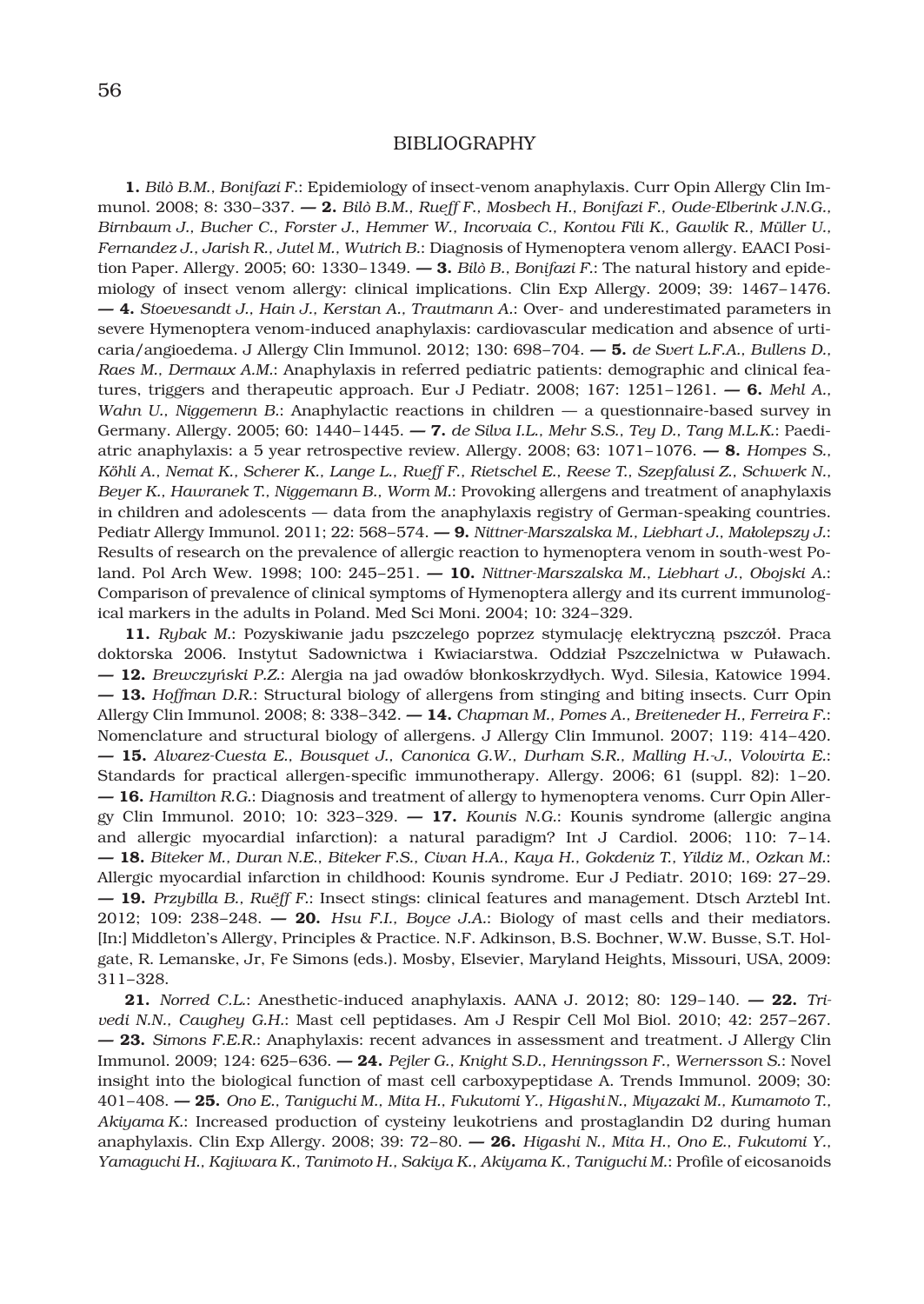## BIBLIOGRAPHY

**1.** *Bilò B.M., Bonifazi F.*: Epidemiology of insect-venom anaphylaxis. Curr Opin Allergy Clin Immunol. 2008; 8: 330–337. — **2.** *Bilò B.M., Rueff F., Mosbech H., Bonifazi F., Oude-Elberink J.N.G., Birnbaum J., Bucher C., Forster J., Hemmer W., Incorvaia C., Kontou Fili K., Gawlik R., Müller U., Fernandez J., Jarish R., Jutel M., Wutrich B.*: Diagnosis of Hymenoptera venom allergy. EAACI Position Paper. Allergy. 2005; 60: 1330–1349. — **3.** *Bilò B., Bonifazi F.*: The natural history and epidemiology of insect venom allergy: clinical implications. Clin Exp Allergy. 2009; 39: 1467–1476. — **4.** *Stoevesandt J., Hain J., Kerstan A., Trautmann A.*: Over- and underestimated parameters in severe Hymenoptera venom-induced anaphylaxis: cardiovascular medication and absence of urticaria/angioedema. J Allergy Clin Immunol. 2012; 130: 698–704. — **5.** *de Svert L.F.A., Bullens D., Raes M., Dermaux A.M.*: Anaphylaxis in referred pediatric patients: demographic and clinical features, triggers and therapeutic approach. Eur J Pediatr. 2008; 167: 1251–1261. — **6.** *Mehl A., Wahn U., Niggemenn B.*: Anaphylactic reactions in children — a questionnaire-based survey in Germany. Allergy. 2005; 60: 1440–1445. — **7.** *de Silva I.L., Mehr S.S., Tey D., Tang M.L.K.*: Paediatric anaphylaxis: a 5 year retrospective review. Allergy. 2008; 63: 1071–1076. — **8.** *Hompes S., Köhli A., Nemat K., Scherer K., Lange L., Rueff F., Rietschel E., Reese T., Szepfalusi Z., Schwerk N., Beyer K., Hawranek T., Niggemann B., Worm M.*: Provoking allergens and treatment of anaphylaxis in children and adolescents — data from the anaphylaxis registry of German-speaking countries. Pediatr Allergy Immunol. 2011; 22: 568–574. — **9.** *Nittner-Marszalska M., Liebhart J., Małolepszy J.*: Results of research on the prevalence of allergic reaction to hymenoptera venom in south-west Poland. Pol Arch Wew. 1998; 100: 245–251. — **10.** *Nittner-Marszalska M., Liebhart J., Obojski A.*: Comparison of prevalence of clinical symptoms of Hymenoptera allergy and its current immunological markers in the adults in Poland. Med Sci Moni. 2004; 10: 324–329.

**11.** *Rybak M.*: Pozyskiwanie jadu pszczelego poprzez stymulację elektryczną pszczół. Praca doktorska 2006. Instytut Sadownictwa i Kwiaciarstwa. Oddział Pszczelnictwa w Puławach. — **12.** *Brewczyński P.Z.*: Alergia na jad owadów błonkoskrzydłych. Wyd. Silesia, Katowice 1994. — **13.** *Hoffman D.R.*: Structural biology of allergens from stinging and biting insects. Curr Opin Allergy Clin Immunol. 2008; 8: 338–342. — **14.** *Chapman M., Pomes A., Breiteneder H., Ferreira F.*: Nomenclature and structural biology of allergens. J Allergy Clin Immunol. 2007; 119: 414–420. — **15.** *Alvarez-Cuesta E., Bousquet J., Canonica G.W., Durham S.R., Malling H.-J., Volovirta E.*: Standards for practical allergen-specific immunotherapy. Allergy. 2006; 61 (suppl. 82): 1–20. — **16.** *Hamilton R.G.*: Diagnosis and treatment of allergy to hymenoptera venoms. Curr Opin Allergy Clin Immunol. 2010; 10: 323–329. — **17.** *Kounis N.G.*: Kounis syndrome (allergic angina and allergic myocardial infarction): a natural paradigm? Int J Cardiol. 2006; 110: 7–14. — **18.** *Biteker M., Duran N.E., Biteker F.S., Civan H.A., Kaya H., Gokdeniz T., Yildiz M., Ozkan M.*: Allergic myocardial infarction in childhood: Kounis syndrome. Eur J Pediatr. 2010; 169: 27–29. — **19.** *Przybilla B., Ruëff F.*: Insect stings: clinical features and management. Dtsch Arztebl Int. 2012; 109: 238–248. — **20.** *Hsu F.I., Boyce J.A.*: Biology of mast cells and their mediators. [In:] Middleton's Allergy, Principles & Practice. N.F. Adkinson, B.S. Bochner, W.W. Busse, S.T. Holgate, R. Lemanske, Jr, Fe Simons (eds.). Mosby, Elsevier, Maryland Heights, Missouri, USA, 2009: 311–328.

**21.** *Norred C.L.*: Anesthetic-induced anaphylaxis. AANA J. 2012; 80: 129–140. — **22.** *Trivedi N.N., Caughey G.H.*: Mast cell peptidases. Am J Respir Cell Mol Biol. 2010; 42: 257–267. — **23.** *Simons F.E.R.*: Anaphylaxis: recent advances in assessment and treatment. J Allergy Clin Immunol. 2009; 124: 625–636. — **24.** *Pejler G., Knight S.D., Henningsson F., Wernersson S.*: Novel insight into the biological function of mast cell carboxypeptidase A. Trends Immunol. 2009; 30: 401–408. — **25.** *Ono E., Taniguchi M., Mita H., Fukutomi Y., Higashi N., Miyazaki M., Kumamoto T., Akiyama K.*: Increased production of cysteiny leukotriens and prostaglandin D2 during human anaphylaxis. Clin Exp Allergy. 2008; 39: 72–80. — **26.** *Higashi N., Mita H., Ono E., Fukutomi Y., Yamaguchi H., Kajiwara K., Tanimoto H., Sakiya K., Akiyama K., Taniguchi M.*: Profile of eicosanoids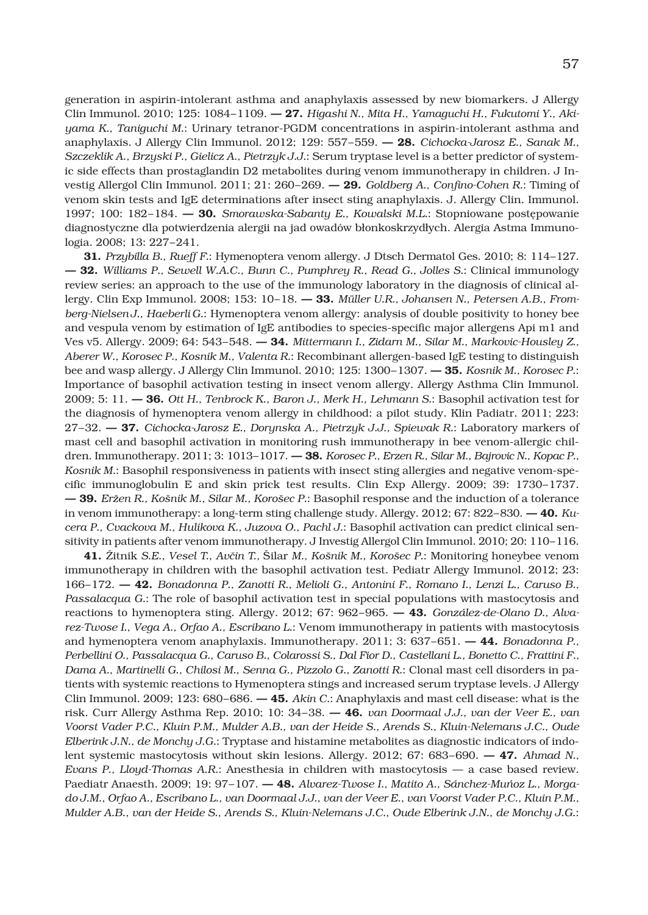generation in aspirin-intolerant asthma and anaphylaxis assessed by new biomarkers. J Allergy Clin Immunol. 2010; 125: 1084–1109. — **27.** *Higashi N., Mita H., Yamaguchi H., Fukutomi Y., Akiyama K., Taniguchi M.*: Urinary tetranor-PGDM concentrations in aspirin-intolerant asthma and anaphylaxis. J Allergy Clin Immunol. 2012; 129: 557–559. — **28.** *Cichocka-Jarosz E., Sanak M., Szczeklik A., Brzyski P., Gielicz A., Pietrzyk J.J.*: Serum tryptase level is a better predictor of systemic side effects than prostaglandin D2 metabolites during venom immunotherapy in children. J Investig Allergol Clin Immunol. 2011; 21: 260–269. — **29.** *Goldberg A., Confino-Cohen R.*: Timing of venom skin tests and IgE determinations after insect sting anaphylaxis. J. Allergy Clin. Immunol. 1997; 100: 182–184. — **30.** *Smorawska-Sabanty E., Kowalski M.L.*: Stopniowane postępowanie diagnostyczne dla potwierdzenia alergii na jad owadów błonkoskrzydłych. Alergia Astma Immunologia. 2008; 13: 227–241.

**31.** *Przybilla B., Rueff F.*: Hymenoptera venom allergy. J Dtsch Dermatol Ges. 2010; 8: 114–127. — **32.** *Williams P., Sewell W.A.C., Bunn C., Pumphrey R., Read G., Jolles S.*: Clinical immunology review series: an approach to the use of the immunology laboratory in the diagnosis of clinical allergy. Clin Exp Immunol. 2008; 153: 10–18. — **33.** *Müller U.R., Johansen N., Petersen A.B., Fromberg-Nielsen J., Haeberli G.*: Hymenoptera venom allergy: analysis of double positivity to honey bee and vespula venom by estimation of IgE antibodies to species-specific major allergens Api m1 and Ves v5. Allergy. 2009; 64: 543–548. — **34.** *Mittermann I., Zidarn M., Silar M., Markovic-Housley Z., Aberer W., Korosec P., Kosnik M., Valenta R.*: Recombinant allergen-based IgE testing to distinguish bee and wasp allergy. J Allergy Clin Immunol. 2010; 125: 1300–1307. — **35.** *Kosnik M., Korosec P.*: Importance of basophil activation testing in insect venom allergy. Allergy Asthma Clin Immunol. 2009; 5: 11. — **36.** *Ott H., Tenbrock K., Baron J., Merk H., Lehmann S.*: Basophil activation test for the diagnosis of hymenoptera venom allergy in childhood: a pilot study. Klin Padiatr. 2011; 223: 27–32. — **37.** *Cichocka-Jarosz E., Dorynska A., Pietrzyk J.J., Spiewak R.*: Laboratory markers of mast cell and basophil activation in monitoring rush immunotherapy in bee venom-allergic children. Immunotherapy. 2011; 3: 1013–1017. — **38.** *Korosec P., Erzen R., Silar M., Bajrovic N., Kopac P., Kosnik M.*: Basophil responsiveness in patients with insect sting allergies and negative venom-specific immunoglobulin E and skin prick test results. Clin Exp Allergy. 2009; 39: 1730–1737. — **39.** *Eržen R., Košnik M., Silar M., Korošec P.*: Basophil response and the induction of a tolerance in venom immunotherapy: a long-term sting challenge study. Allergy. 2012; 67: 822–830. — **40.** *Kucera P., Cvackova M., Hulikova K., Juzova O., Pachl J.*: Basophil activation can predict clinical sensitivity in patients after venom immunotherapy. J Investig Allergol Clin Immunol. 2010; 20: 110–116.

**41.** *Žitnik S.E., Vesel T., Avčin T., Šilar M., Košnik M., Korošec P.*: Monitoring honeybee venom immunotherapy in children with the basophil activation test. Pediatr Allergy Immunol. 2012; 23: 166–172. — **42.** *Bonadonna P., Zanotti R., Melioli G., Antonini F., Romano I., Lenzi L., Caruso B., Passalacqua G.*: The role of basophil activation test in special populations with mastocytosis and reactions to hymenoptera sting. Allergy. 2012; 67: 962–965. — **43.** *González-de-Olano D., Alvarez-Twose I., Vega A., Orfao A., Escribano L.*: Venom immunotherapy in patients with mastocytosis and hymenoptera venom anaphylaxis. Immunotherapy. 2011; 3: 637–651. — **44.** *Bonadonna P., Perbellini O., Passalacqua G., Caruso B., Colarossi S., Dal Fior D., Castellani L., Bonetto C., Frattini F., Dama A., Martinelli G., Chilosi M., Senna G., Pizzolo G., Zanotti R.*: Clonal mast cell disorders in patients with systemic reactions to Hymenoptera stings and increased serum tryptase levels. J Allergy Clin Immunol. 2009; 123: 680–686. — **45.** *Akin C.*: Anaphylaxis and mast cell disease: what is the risk. Curr Allergy Asthma Rep. 2010; 10: 34–38. — **46.** *van Doormaal J.J., van der Veer E., van Voorst Vader P.C., Kluin P.M., Mulder A.B., van der Heide S., Arends S., Kluin-Nelemans J.C., Oude Elberink J.N., de Monchy J.G.*: Tryptase and histamine metabolites as diagnostic indicators of indolent systemic mastocytosis without skin lesions. Allergy. 2012; 67: 683–690. — **47.** *Ahmad N., Evans P., Lloyd-Thomas A.R.*: Anesthesia in children with mastocytosis — a case based review. Paediatr Anaesth. 2009; 19: 97–107. — **48.** *Alvarez-Twose I., Matito A., Sánchez-Muńoz L., Morgado J.M., Orfao A., Escribano L., van Doormaal J.J., van der Veer E., van Voorst Vader P.C., Kluin P.M., Mulder A.B., van der Heide S., Arends S., Kluin-Nelemans J.C., Oude Elberink J.N., de Monchy J.G.*: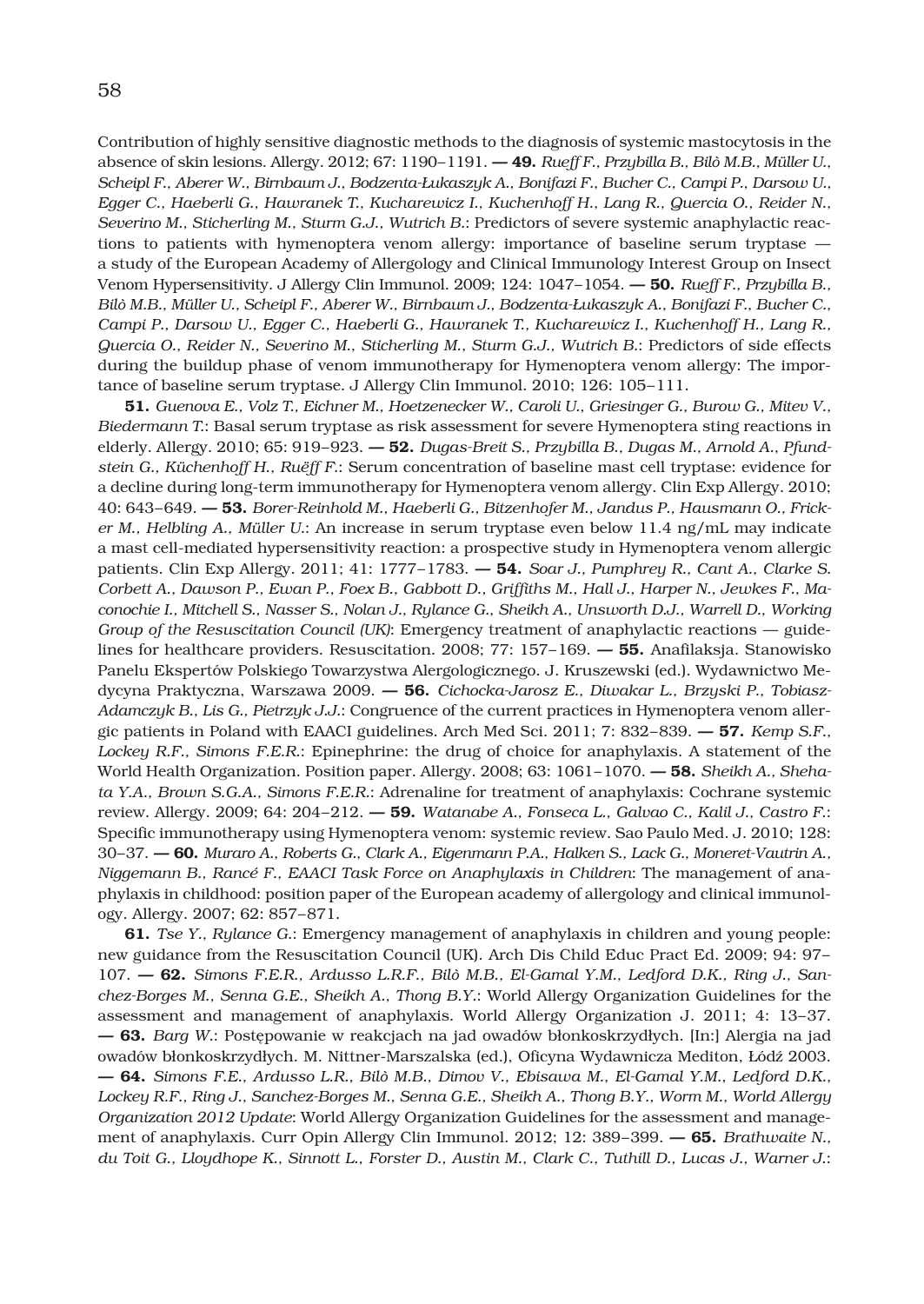Contribution of highly sensitive diagnostic methods to the diagnosis of systemic mastocytosis in the absence of skin lesions. Allergy. 2012; 67: 1190–1191. — **49.** *Rueff F., Przybilla B., Bilò M.B., Müller U., Scheipl F., Aberer W., Birnbaum J., Bodzenta-Łukaszyk A., Bonifazi F., Bucher C., Campi P., Darsow U., Egger C., Haeberli G., Hawranek T., Kucharewicz I., Kuchenhoff H., Lang R., Quercia O., Reider N., Severino M., Sticherling M., Sturm G.J., Wutrich B.*: Predictors of severe systemic anaphylactic reactions to patients with hymenoptera venom allergy: importance of baseline serum tryptase — a study of the European Academy of Allergology and Clinical Immunology Interest Group on Insect Venom Hypersensitivity. J Allergy Clin Immunol. 2009; 124: 1047–1054. — **50.** *Rueff F., Przybilla B., Bilò M.B., Müller U., Scheipl F., Aberer W., Birnbaum J., Bodzenta-Łukaszyk A., Bonifazi F., Bucher C., Campi P., Darsow U., Egger C., Haeberli G., Hawranek T., Kucharewicz I., Kuchenhoff H., Lang R., Quercia O., Reider N., Severino M., Sticherling M., Sturm G.J., Wutrich B.*: Predictors of side effects during the buildup phase of venom immunotherapy for Hymenoptera venom allergy: The importance of baseline serum tryptase. J Allergy Clin Immunol. 2010; 126: 105–111.

**51.** *Guenova E., Volz T., Eichner M., Hoetzenecker W., Caroli U., Griesinger G., Burow G., Mitev V., Biedermann T.*: Basal serum tryptase as risk assessment for severe Hymenoptera sting reactions in elderly. Allergy. 2010; 65: 919–923. — **52.** *Dugas-Breit S., Przybilla B., Dugas M., Arnold A., Pfundstein G., Küchenhoff H., Ruëff F.*: Serum concentration of baseline mast cell tryptase: evidence for a decline during long-term immunotherapy for Hymenoptera venom allergy. Clin Exp Allergy. 2010; 40: 643–649. — **53.** *Borer-Reinhold M., Haeberli G., Bitzenhofer M., Jandus P., Hausmann O., Fricker M., Helbling A., Müller U.*: An increase in serum tryptase even below 11.4 ng/mL may indicate a mast cell-mediated hypersensitivity reaction: a prospective study in Hymenoptera venom allergic patients. Clin Exp Allergy. 2011; 41: 1777–1783. — **54.** *Soar J., Pumphrey R., Cant A., Clarke S. Corbett A., Dawson P., Ewan P., Foex B., Gabbott D., Griffiths M., Hall J., Harper N., Jewkes F., Maconochie I., Mitchell S., Nasser S., Nolan J., Rylance G., Sheikh A., Unsworth D.J., Warrell D., Working Group of the Resuscitation Council (UK)*: Emergency treatment of anaphylactic reactions — guidelines for healthcare providers. Resuscitation. 2008; 77: 157–169. — **55.** Anafilaksja. Stanowisko Panelu Ekspertów Polskiego Towarzystwa Alergologicznego. J. Kruszewski (ed.). Wydawnictwo Medycyna Praktyczna, Warszawa 2009. — **56.** *Cichocka-Jarosz E., Diwakar L., Brzyski P., Tobiasz-Adamczyk B., Lis G., Pietrzyk J.J.*: Congruence of the current practices in Hymenoptera venom allergic patients in Poland with EAACI guidelines. Arch Med Sci. 2011; 7: 832–839. — **57.** *Kemp S.F., Lockey R.F., Simons F.E.R.*: Epinephrine: the drug of choice for anaphylaxis. A statement of the World Health Organization. Position paper. Allergy. 2008; 63: 1061–1070. — **58.** *Sheikh A., Shehata Y.A., Brown S.G.A., Simons F.E.R.*: Adrenaline for treatment of anaphylaxis: Cochrane systemic review. Allergy. 2009; 64: 204–212. — **59.** *Watanabe A., Fonseca L., Galvao C., Kalil J., Castro F.*: Specific immunotherapy using Hymenoptera venom: systemic review. Sao Paulo Med. J. 2010; 128: 30–37. — **60.** *Muraro A., Roberts G., Clark A., Eigenmann P.A., Halken S., Lack G., Moneret-Vautrin A., Niggemann B., Rancé F., EAACI Task Force on Anaphylaxis in Children*: The management of anaphylaxis in childhood: position paper of the European academy of allergology and clinical immunology. Allergy. 2007; 62: 857–871.

**61.** *Tse Y., Rylance G.*: Emergency management of anaphylaxis in children and young people: new guidance from the Resuscitation Council (UK). Arch Dis Child Educ Pract Ed. 2009; 94: 97–107. — **62.** *Simons F.E.R., Ardusso L.R.F., Bilò M.B., El-Gamal Y.M., Ledford D.K., Ring J., Sanchez-Borges M., Senna G.E., Sheikh A., Thong B.Y.*: World Allergy Organization Guidelines for the assessment and management of anaphylaxis. World Allergy Organization J. 2011; 4: 13–37. — **63.** *Barg W.*: Postępowanie w reakcjach na jad owadów błonkoskrzydłych. [In:] Alergia na jad owadów błonkoskrzydłych. M. Nittner-Marszalska (ed.), Oficyna Wydawnicza Mediton, Łódź 2003. — **64.** *Simons F.E., Ardusso L.R., Bilò M.B., Dimov V., Ebisawa M., El-Gamal Y.M., Ledford D.K., Lockey R.F., Ring J., Sanchez-Borges M., Senna G.E., Sheikh A., Thong B.Y., Worm M., World Allergy Organization 2012 Update*: World Allergy Organization Guidelines for the assessment and management of anaphylaxis. Curr Opin Allergy Clin Immunol. 2012; 12: 389–399. — **65.** *Brathwaite N., du Toit G., Lloydhope K., Sinnott L., Forster D., Austin M., Clark C., Tuthill D., Lucas J., Warner J.*: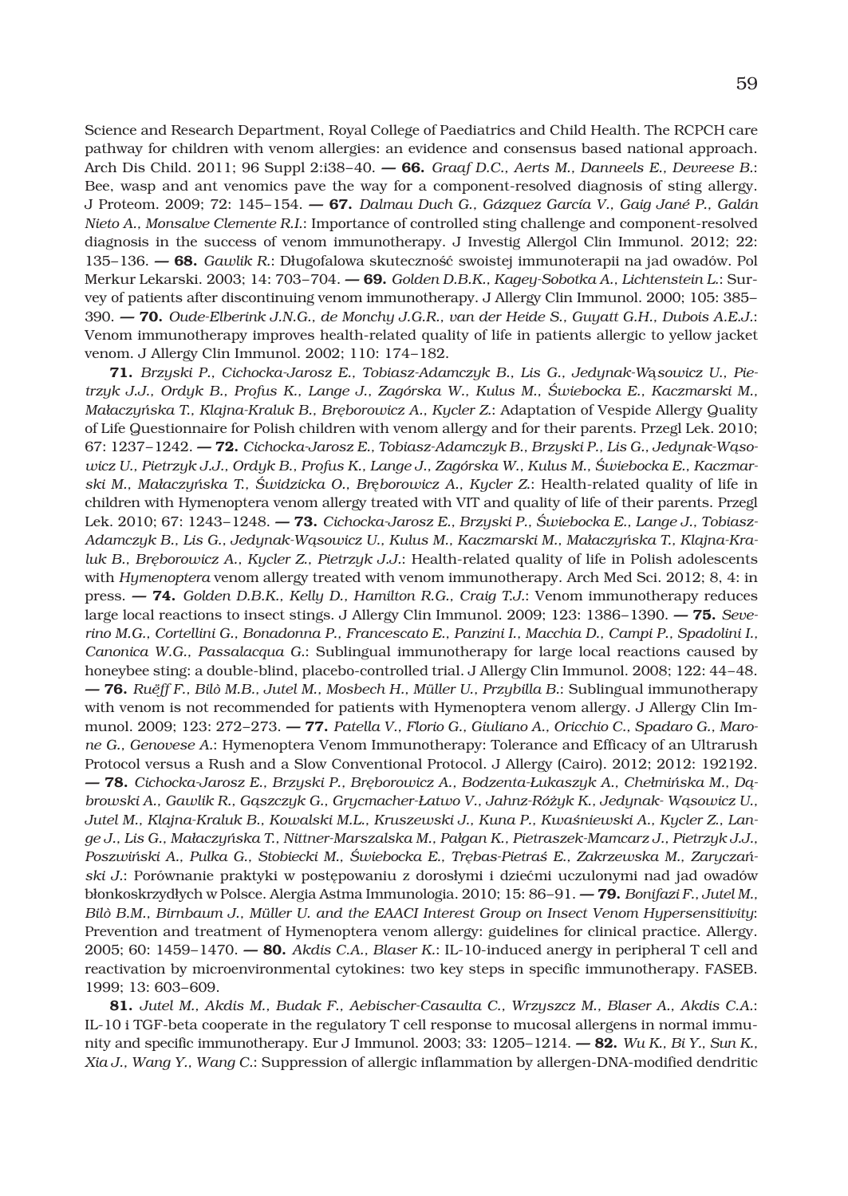Science and Research Department, Royal College of Paediatrics and Child Health. The RCPCH care pathway for children with venom allergies: an evidence and consensus based national approach. Arch Dis Child. 2011; 96 Suppl 2:i38–40. — **66.** *Graaf D.C., Aerts M., Danneels E., Devreese B.*: Bee, wasp and ant venomics pave the way for a component-resolved diagnosis of sting allergy. J Proteom. 2009; 72: 145–154. — **67.** *Dalmau Duch G., Gázquez García V., Gaig Jané P., Galán Nieto A., Monsalve Clemente R.I.*: Importance of controlled sting challenge and component-resolved diagnosis in the success of venom immunotherapy. J Investig Allergol Clin Immunol. 2012; 22: 135–136. — **68.** *Gawlik R.*: Długofalowa skuteczność swoistej immunoterapii na jad owadów. Pol Merkur Lekarski. 2003; 14: 703–704. — **69.** *Golden D.B.K., Kagey-Sobotka A., Lichtenstein L.*: Survey of patients after discontinuing venom immunotherapy. J Allergy Clin Immunol. 2000; 105: 385–390. — **70.** *Oude-Elberink J.N.G., de Monchy J.G.R., van der Heide S., Guyatt G.H., Dubois A.E.J.*: Venom immunotherapy improves health-related quality of life in patients allergic to yellow jacket venom. J Allergy Clin Immunol. 2002; 110: 174–182.

**71.** *Brzyski P., Cichocka-Jarosz E., Tobiasz-Adamczyk B., Lis G., Jedynak-Wąsowicz U., Pietrzyk J.J., Ordyk B., Profus K., Lange J., Zagórska W., Kulus M., Świebocka E., Kaczmarski M., Małaczyńska T., Klajna-Kraluk B., Bręborowicz A., Kycler Z.*: Adaptation of Vespide Allergy Quality of Life Questionnaire for Polish children with venom allergy and for their parents. Przegl Lek. 2010; 67: 1237–1242. — **72.** *Cichocka-Jarosz E., Tobiasz-Adamczyk B., Brzyski P., Lis G., Jedynak-Wąsowicz U., Pietrzyk J.J., Ordyk B., Profus K., Lange J., Zagórska W., Kulus M., Świebocka E., Kaczmarski M., Małaczyńska T., Świdzicka O., Bręborowicz A., Kycler Z.*: Health-related quality of life in children with Hymenoptera venom allergy treated with VIT and quality of life of their parents. Przegl Lek. 2010; 67: 1243–1248. — **73.** *Cichocka-Jarosz E., Brzyski P., Świebocka E., Lange J., Tobiasz-Adamczyk B., Lis G., Jedynak-Wąsowicz U., Kulus M., Kaczmarski M., Małaczyńska T., Klajna-Kraluk B., Bręborowicz A., Kycler Z., Pietrzyk J.J.*: Health-related quality of life in Polish adolescents with *Hymenoptera* venom allergy treated with venom immunotherapy. Arch Med Sci. 2012; 8, 4: in press. — **74.** *Golden D.B.K., Kelly D., Hamilton R.G., Craig T.J.*: Venom immunotherapy reduces large local reactions to insect stings. J Allergy Clin Immunol. 2009; 123: 1386–1390. — **75.** *Severino M.G., Cortellini G., Bonadonna P., Francescato E., Panzini I., Macchia D., Campi P., Spadolini I., Canonica W.G., Passalacqua G.*: Sublingual immunotherapy for large local reactions caused by honeybee sting: a double-blind, placebo-controlled trial. J Allergy Clin Immunol. 2008; 122: 44–48. — **76.** *Ruëff F., Bilò M.B., Jutel M., Mosbech H., Müller U., Przybilla B.*: Sublingual immunotherapy with venom is not recommended for patients with Hymenoptera venom allergy. J Allergy Clin Immunol. 2009; 123: 272–273. — **77.** *Patella V., Florio G., Giuliano A., Oricchio C., Spadaro G., Marone G., Genovese A.*: Hymenoptera Venom Immunotherapy: Tolerance and Efficacy of an Ultrarush Protocol versus a Rush and a Slow Conventional Protocol. J Allergy (Cairo). 2012; 2012: 192192. — **78.** *Cichocka-Jarosz E., Brzyski P., Bręborowicz A., Bodzenta-Łukaszyk A., Chełmińska M., Dąbrowski A., Gawlik R., Gąszczyk G., Grycmacher-Łatwo V., Jahnz-Różyk K., Jedynak- Wąsowicz U., Jutel M., Klajna-Kraluk B., Kowalski M.L., Kruszewski J., Kuna P., Kwaśniewski A., Kycler Z., Lange J., Lis G., Małaczyńska T., Nittner-Marszalska M., Pałgan K., Pietraszek-Mamcarz J., Pietrzyk J.J., Poszwiński A., Pulka G., Stobiecki M., Świebocka E., Trębas-Pietraś E., Zakrzewska M., Zaryczański J.*: Porównanie praktyki w postępowaniu z dorosłymi i dziećmi uczulonymi nad jad owadów błonkoskrzydłych w Polsce. Alergia Astma Immunologia. 2010; 15: 86–91. — **79.** *Bonifazi F., Jutel M., Bilò B.M., Birnbaum J., Müller U. and the EAACI Interest Group on Insect Venom Hypersensitivity*: Prevention and treatment of Hymenoptera venom allergy: guidelines for clinical practice. Allergy. 2005; 60: 1459–1470. — **80.** *Akdis C.A., Blaser K.*: IL-10-induced anergy in peripheral T cell and reactivation by microenvironmental cytokines: two key steps in specific immunotherapy. FASEB. 1999; 13: 603–609.

**81.** *Jutel M., Akdis M., Budak F., Aebischer-Casaulta C., Wrzyszcz M., Blaser A., Akdis C.A.*: IL-10 i TGF-beta cooperate in the regulatory T cell response to mucosal allergens in normal immunity and specific immunotherapy. Eur J Immunol. 2003; 33: 1205–1214. — **82.** *Wu K., Bi Y., Sun K., Xia J., Wang Y., Wang C.*: Suppression of allergic inflammation by allergen-DNA-modified dendritic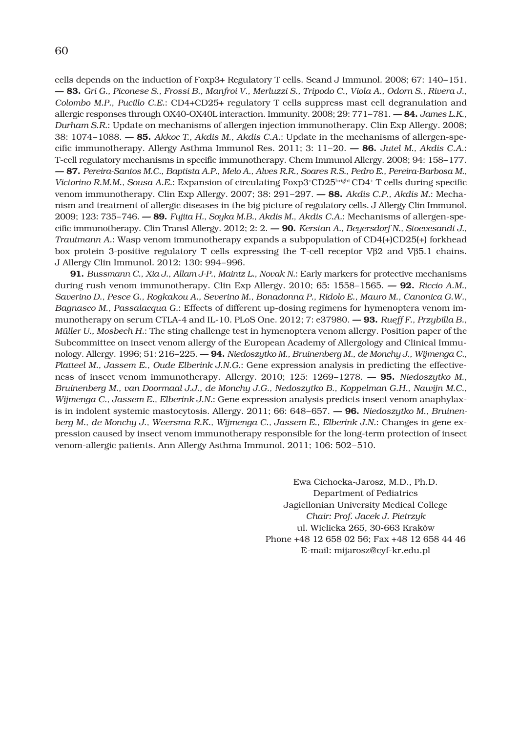cells depends on the induction of Foxp3+ Regulatory T cells. Scand J Immunol. 2008; 67: 140–151. — **83.** *Gri G., Piconese S., Frossi B., Manfroi V., Merluzzi S., Tripodo C., Viola A., Odorn S., Rivera J., Colombo M.P., Pucillo C.E.*: CD4+CD25+ regulatory T cells suppress mast cell degranulation and allergic responses through OX40-OX40L interaction. Immunity. 2008; 29: 771–781. — **84.** *James L.K., Durham S.R.*: Update on mechanisms of allergen injection immunotherapy. Clin Exp Allergy. 2008; 38: 1074–1088. — **85.** *Akkoc T., Akdis M., Akdis C.A.*: Update in the mechanisms of allergen-specific immunotherapy. Allergy Asthma Immunol Res. 2011; 3: 11–20. — **86.** *Jutel M., Akdis C.A.*: T-cell regulatory mechanisms in specific immunotherapy. Chem Immunol Allergy. 2008; 94: 158–177. — **87.** *Pereira-Santos M.C., Baptista A.P., Melo A., Alves R.R., Soares R.S., Pedro E., Pereira-Barbosa M., Victorino R.M.M., Sousa A.E.*: Expansion of circulating $Foxp3^{+}CD25^{bright}\,CD4^{+}$ T cells during specific venom immunotherapy. Clin Exp Allergy. 2007; 38: 291–297. — **88.** *Akdis C.P., Akdis M.*: Mechanism and treatment of allergic diseases in the big picture of regulatory cells. J Allergy Clin Immunol. 2009; 123: 735–746. — **89.** *Fujita H., Soyka M.B., Akdis M., Akdis C.A.*: Mechanisms of allergen-specific immunotherapy. Clin Transl Allergy. 2012; 2: 2. — **90.** *Kerstan A., Beyersdorf N., Stoevesandt J., Trautmann A.*: Wasp venom immunotherapy expands a subpopulation of CD4(+)CD25(+) forkhead box protein 3-positive regulatory T cells expressing the T-cell receptor Vβ2 and Vβ5.1 chains. J Allergy Clin Immunol. 2012; 130: 994–996.

**91.** *Bussmann C., Xia J., Allam J-P., Maintz L., Novak N.*: Early markers for protective mechanisms during rush venom immunotherapy. Clin Exp Allergy. 2010; 65: 1558–1565. — **92.** *Riccio A.M., Saverino D., Pesce G., Rogkakou A., Severino M., Bonadonna P., Ridolo E., Mauro M., Canonica G.W., Bagnasco M., Passalacqua G.*: Effects of different up-dosing regimens for hymenoptera venom immunotherapy on serum CTLA-4 and IL-10. PLoS One. 2012; 7: e37980. — **93.** *Rueff F., Przybilla B., Müller U., Mosbech H.*: The sting challenge test in hymenoptera venom allergy. Position paper of the Subcommittee on insect venom allergy of the European Academy of Allergology and Clinical Immunology. Allergy. 1996; 51: 216–225. — **94.** *Niedoszytko M., Bruinenberg M., de Monchy J., Wijmenga C., Platteel M., Jassem E., Oude Elberink J.N.G.*: Gene expression analysis in predicting the effectiveness of insect venom immunotherapy. Allergy. 2010; 125: 1269–1278. — **95.** *Niedoszytko M., Bruinenberg M., van Doormaal J.J., de Monchy J.G., Nedoszytko B., Koppelman G.H., Nawijn M.C., Wijmenga C., Jassem E., Elberink J.N.*: Gene expression analysis predicts insect venom anaphylaxis in indolent systemic mastocytosis. Allergy. 2011; 66: 648–657. — **96.** *Niedoszytko M., Bruinenberg M., de Monchy J., Weersma R.K., Wijmenga C., Jassem E., Elberink J.N.*: Changes in gene expression caused by insect venom immunotherapy responsible for the long-term protection of insect venom-allergic patients. Ann Allergy Asthma Immunol. 2011; 106: 502–510.

Ewa Cichocka-Jarosz, M.D., Ph.D.
Department of Pediatrics
Jagiellonian University Medical College
*Chair: Prof. Jacek J. Pietrzyk*
ul. Wielicka 265, 30-663 Kraków
Phone +48 12 658 02 56; Fax +48 12 658 44 46
E-mail: mijarosz@cyf-kr.edu.pl